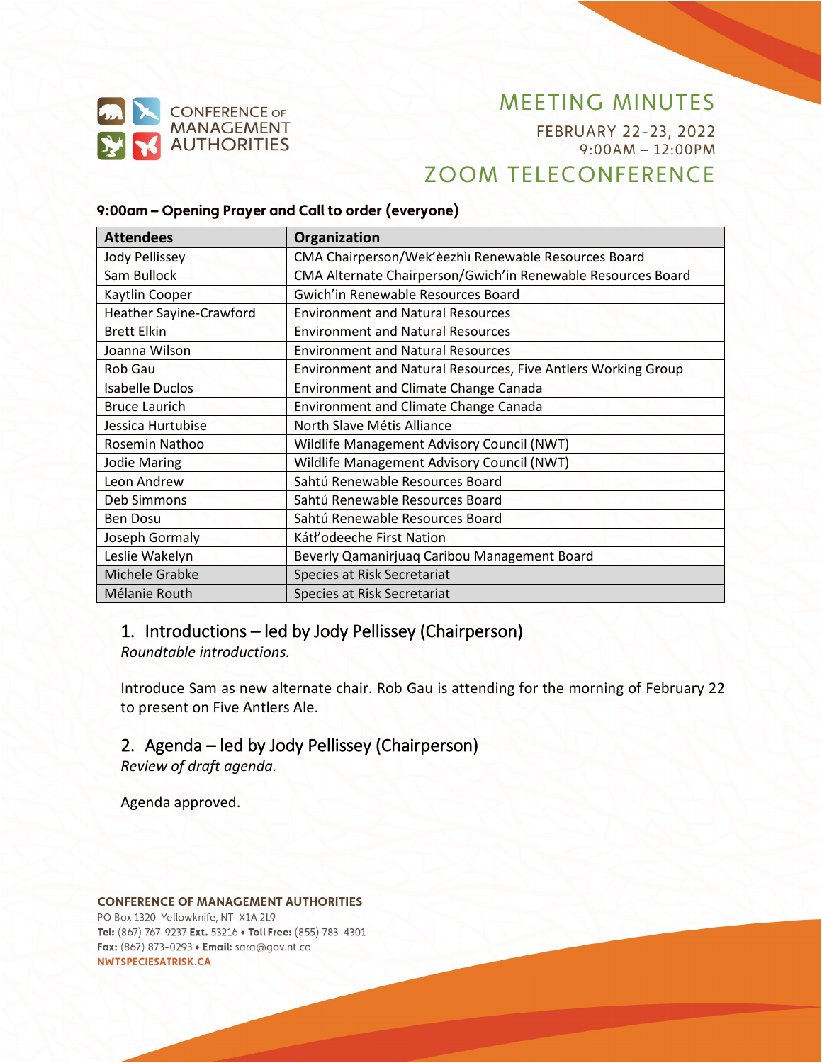CONFERENCE OF MANAGEMENT AUTHORITIES

# MEETING MINUTES

FEBRUARY 22-23, 2022
9:00AM – 12:00PM

# ZOOM TELECONFERENCE

**9:00am – Opening Prayer and Call to order (everyone)**

| Attendees | Organization |
|---|---|
| Jody Pellissey | CMA Chairperson/Wek'èezhìı Renewable Resources Board |
| Sam Bullock | CMA Alternate Chairperson/Gwich'in Renewable Resources Board |
| Kaytlin Cooper | Gwich'in Renewable Resources Board |
| Heather Sayine-Crawford | Environment and Natural Resources |
| Brett Elkin | Environment and Natural Resources |
| Joanna Wilson | Environment and Natural Resources |
| Rob Gau | Environment and Natural Resources, Five Antlers Working Group |
| Isabelle Duclos | Environment and Climate Change Canada |
| Bruce Laurich | Environment and Climate Change Canada |
| Jessica Hurtubise | North Slave Métis Alliance |
| Rosemin Nathoo | Wildlife Management Advisory Council (NWT) |
| Jodie Maring | Wildlife Management Advisory Council (NWT) |
| Leon Andrew | Sahtú Renewable Resources Board |
| Deb Simmons | Sahtú Renewable Resources Board |
| Ben Dosu | Sahtú Renewable Resources Board |
| Joseph Gormaly | Kátł'odeeche First Nation |
| Leslie Wakelyn | Beverly Qamanirjuaq Caribou Management Board |
| Michele Grabke | Species at Risk Secretariat |
| Mélanie Routh | Species at Risk Secretariat |

## 1. Introductions – led by Jody Pellissey (Chairperson)

*Roundtable introductions.*

Introduce Sam as new alternate chair. Rob Gau is attending for the morning of February 22 to present on Five Antlers Ale.

## 2. Agenda – led by Jody Pellissey (Chairperson)

*Review of draft agenda.*

Agenda approved.

**CONFERENCE OF MANAGEMENT AUTHORITIES**
PO Box 1320 Yellowknife, NT X1A 2L9
**Tel:** (867) 767-9237 **Ext.** 53216 • **Toll Free:** (855) 783-4301
**Fax:** (867) 873-0293 • **Email:** sara@gov.nt.ca
NWTSPECIESATRISK.CA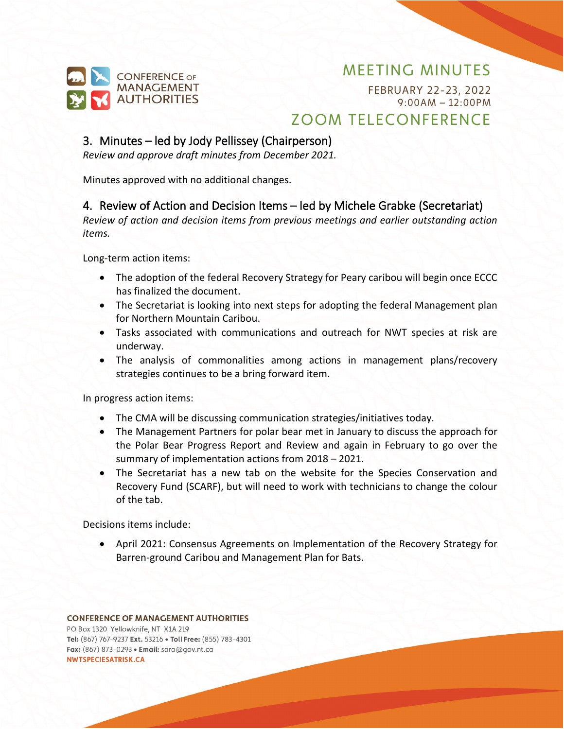## 3. Minutes – led by Jody Pellissey (Chairperson)

*Review and approve draft minutes from December 2021.*

Minutes approved with no additional changes.

## 4. Review of Action and Decision Items – led by Michele Grabke (Secretariat)

*Review of action and decision items from previous meetings and earlier outstanding action items.*

Long-term action items:

- The adoption of the federal Recovery Strategy for Peary caribou will begin once ECCC has finalized the document.
- The Secretariat is looking into next steps for adopting the federal Management plan for Northern Mountain Caribou.
- Tasks associated with communications and outreach for NWT species at risk are underway.
- The analysis of commonalities among actions in management plans/recovery strategies continues to be a bring forward item.

In progress action items:

- The CMA will be discussing communication strategies/initiatives today.
- The Management Partners for polar bear met in January to discuss the approach for the Polar Bear Progress Report and Review and again in February to go over the summary of implementation actions from 2018 – 2021.
- The Secretariat has a new tab on the website for the Species Conservation and Recovery Fund (SCARF), but will need to work with technicians to change the colour of the tab.

Decisions items include:

- April 2021: Consensus Agreements on Implementation of the Recovery Strategy for Barren-ground Caribou and Management Plan for Bats.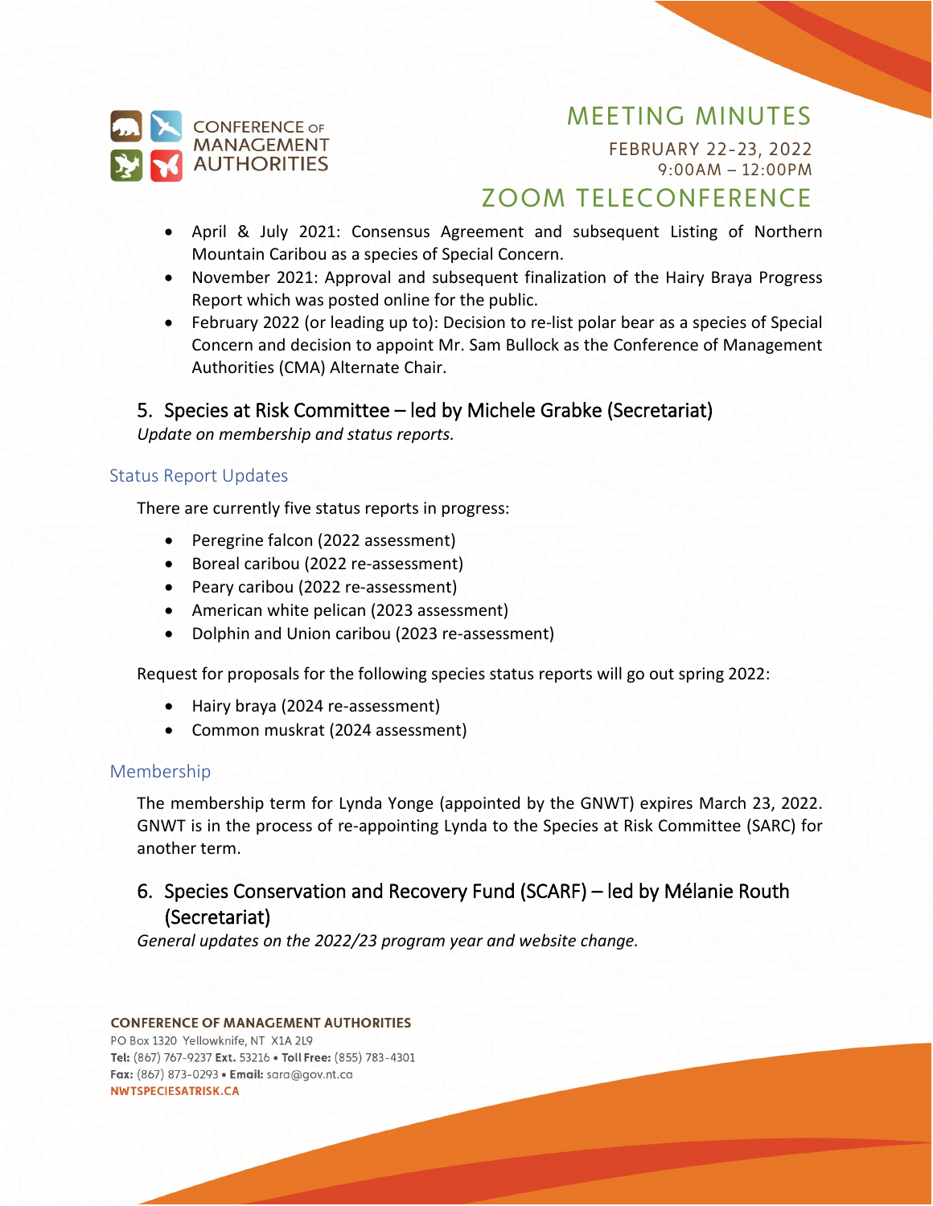- April & July 2021: Consensus Agreement and subsequent Listing of Northern Mountain Caribou as a species of Special Concern.
- November 2021: Approval and subsequent finalization of the Hairy Braya Progress Report which was posted online for the public.
- February 2022 (or leading up to): Decision to re-list polar bear as a species of Special Concern and decision to appoint Mr. Sam Bullock as the Conference of Management Authorities (CMA) Alternate Chair.

## 5. Species at Risk Committee – led by Michele Grabke (Secretariat)

*Update on membership and status reports.*

### Status Report Updates

There are currently five status reports in progress:

- Peregrine falcon (2022 assessment)
- Boreal caribou (2022 re-assessment)
- Peary caribou (2022 re-assessment)
- American white pelican (2023 assessment)
- Dolphin and Union caribou (2023 re-assessment)

Request for proposals for the following species status reports will go out spring 2022:

- Hairy braya (2024 re-assessment)
- Common muskrat (2024 assessment)

### Membership

The membership term for Lynda Yonge (appointed by the GNWT) expires March 23, 2022. GNWT is in the process of re-appointing Lynda to the Species at Risk Committee (SARC) for another term.

## 6. Species Conservation and Recovery Fund (SCARF) – led by Mélanie Routh (Secretariat)

*General updates on the 2022/23 program year and website change.*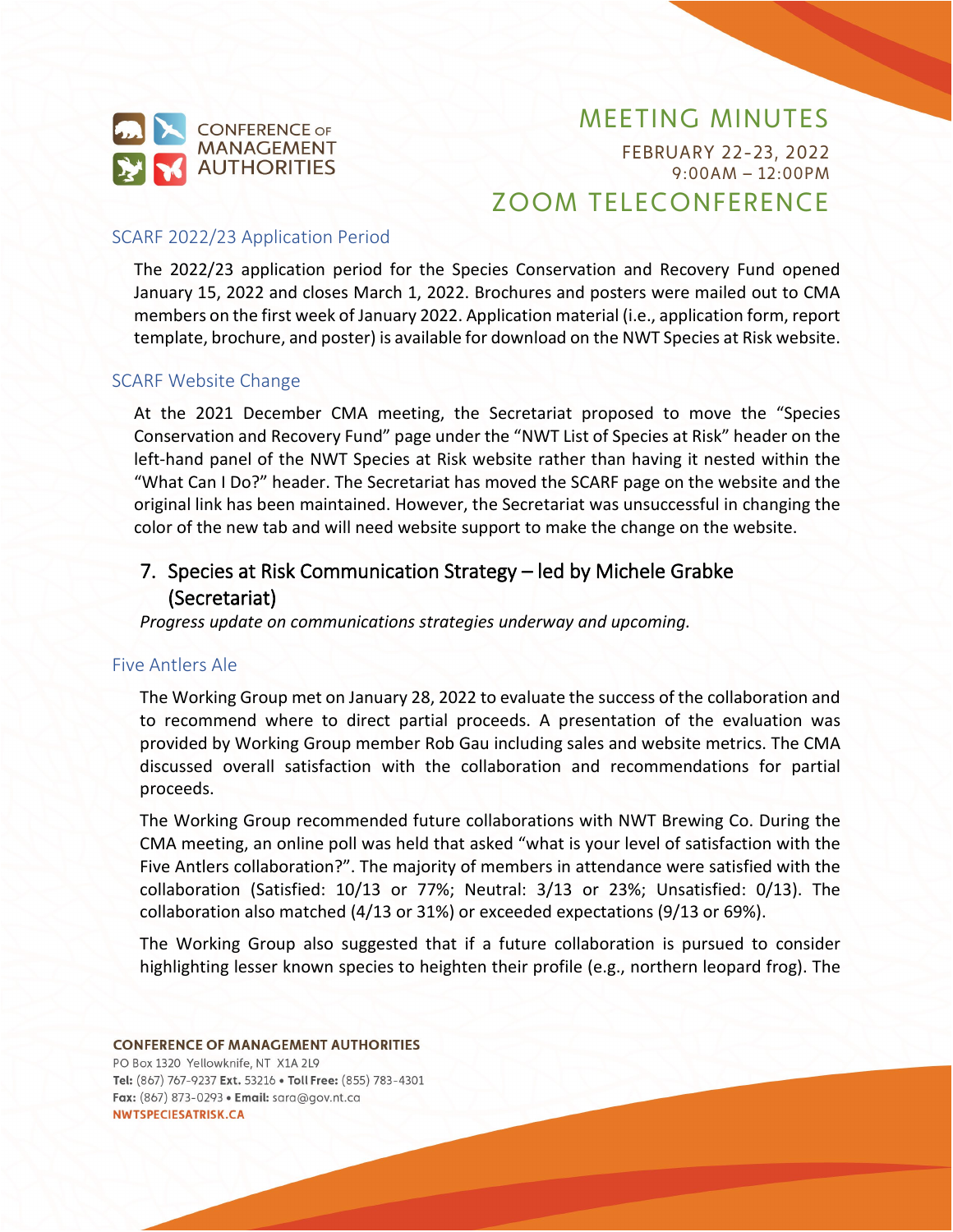### SCARF 2022/23 Application Period

The 2022/23 application period for the Species Conservation and Recovery Fund opened January 15, 2022 and closes March 1, 2022. Brochures and posters were mailed out to CMA members on the first week of January 2022. Application material (i.e., application form, report template, brochure, and poster) is available for download on the NWT Species at Risk website.

### SCARF Website Change

At the 2021 December CMA meeting, the Secretariat proposed to move the "Species Conservation and Recovery Fund" page under the "NWT List of Species at Risk" header on the left-hand panel of the NWT Species at Risk website rather than having it nested within the "What Can I Do?" header. The Secretariat has moved the SCARF page on the website and the original link has been maintained. However, the Secretariat was unsuccessful in changing the color of the new tab and will need website support to make the change on the website.

## 7. Species at Risk Communication Strategy – led by Michele Grabke (Secretariat)

*Progress update on communications strategies underway and upcoming.*

### Five Antlers Ale

The Working Group met on January 28, 2022 to evaluate the success of the collaboration and to recommend where to direct partial proceeds. A presentation of the evaluation was provided by Working Group member Rob Gau including sales and website metrics. The CMA discussed overall satisfaction with the collaboration and recommendations for partial proceeds.

The Working Group recommended future collaborations with NWT Brewing Co. During the CMA meeting, an online poll was held that asked "what is your level of satisfaction with the Five Antlers collaboration?". The majority of members in attendance were satisfied with the collaboration (Satisfied: 10/13 or 77%; Neutral: 3/13 or 23%; Unsatisfied: 0/13). The collaboration also matched (4/13 or 31%) or exceeded expectations (9/13 or 69%).

The Working Group also suggested that if a future collaboration is pursued to consider highlighting lesser known species to heighten their profile (e.g., northern leopard frog). The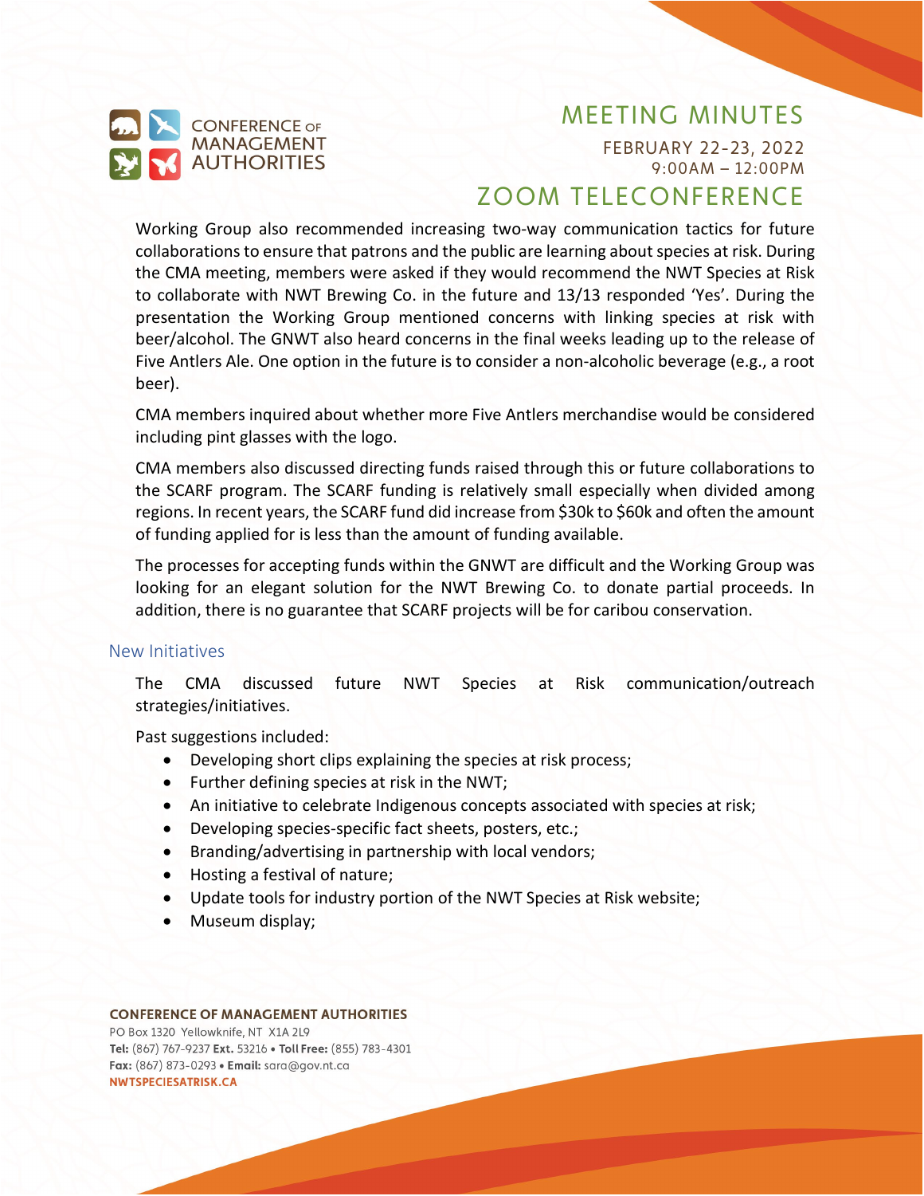Working Group also recommended increasing two-way communication tactics for future collaborations to ensure that patrons and the public are learning about species at risk. During the CMA meeting, members were asked if they would recommend the NWT Species at Risk to collaborate with NWT Brewing Co. in the future and 13/13 responded 'Yes'. During the presentation the Working Group mentioned concerns with linking species at risk with beer/alcohol. The GNWT also heard concerns in the final weeks leading up to the release of Five Antlers Ale. One option in the future is to consider a non-alcoholic beverage (e.g., a root beer).

CMA members inquired about whether more Five Antlers merchandise would be considered including pint glasses with the logo.

CMA members also discussed directing funds raised through this or future collaborations to the SCARF program. The SCARF funding is relatively small especially when divided among regions. In recent years, the SCARF fund did increase from $30k to $60k and often the amount of funding applied for is less than the amount of funding available.

The processes for accepting funds within the GNWT are difficult and the Working Group was looking for an elegant solution for the NWT Brewing Co. to donate partial proceeds. In addition, there is no guarantee that SCARF projects will be for caribou conservation.

## New Initiatives

The CMA discussed future NWT Species at Risk communication/outreach strategies/initiatives.

Past suggestions included:

- Developing short clips explaining the species at risk process;
- Further defining species at risk in the NWT;
- An initiative to celebrate Indigenous concepts associated with species at risk;
- Developing species-specific fact sheets, posters, etc.;
- Branding/advertising in partnership with local vendors;
- Hosting a festival of nature;
- Update tools for industry portion of the NWT Species at Risk website;
- Museum display;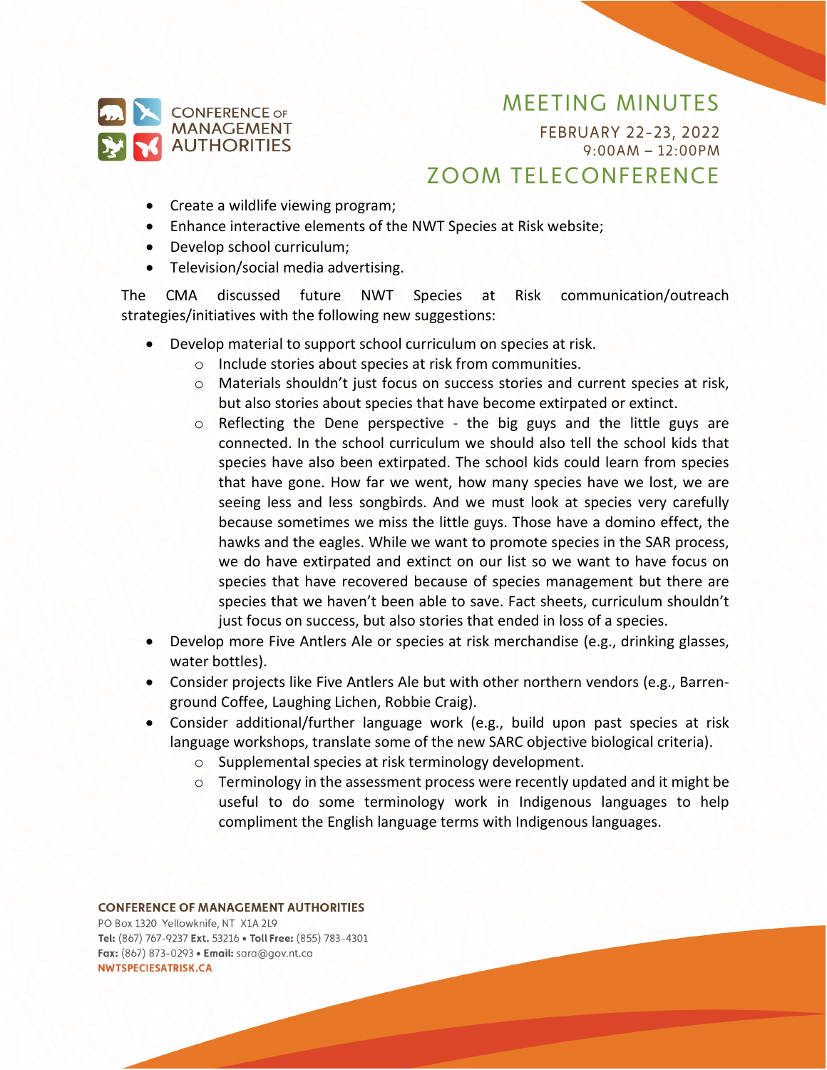- Create a wildlife viewing program;
- Enhance interactive elements of the NWT Species at Risk website;
- Develop school curriculum;
- Television/social media advertising.

The CMA discussed future NWT Species at Risk communication/outreach strategies/initiatives with the following new suggestions:

- Develop material to support school curriculum on species at risk.
    - Include stories about species at risk from communities.
    - Materials shouldn't just focus on success stories and current species at risk, but also stories about species that have become extirpated or extinct.
    - Reflecting the Dene perspective - the big guys and the little guys are connected. In the school curriculum we should also tell the school kids that species have also been extirpated. The school kids could learn from species that have gone. How far we went, how many species have we lost, we are seeing less and less songbirds. And we must look at species very carefully because sometimes we miss the little guys. Those have a domino effect, the hawks and the eagles. While we want to promote species in the SAR process, we do have extirpated and extinct on our list so we want to have focus on species that have recovered because of species management but there are species that we haven't been able to save. Fact sheets, curriculum shouldn't just focus on success, but also stories that ended in loss of a species.
- Develop more Five Antlers Ale or species at risk merchandise (e.g., drinking glasses, water bottles).
- Consider projects like Five Antlers Ale but with other northern vendors (e.g., Barren-ground Coffee, Laughing Lichen, Robbie Craig).
- Consider additional/further language work (e.g., build upon past species at risk language workshops, translate some of the new SARC objective biological criteria).
    - Supplemental species at risk terminology development.
    - Terminology in the assessment process were recently updated and it might be useful to do some terminology work in Indigenous languages to help compliment the English language terms with Indigenous languages.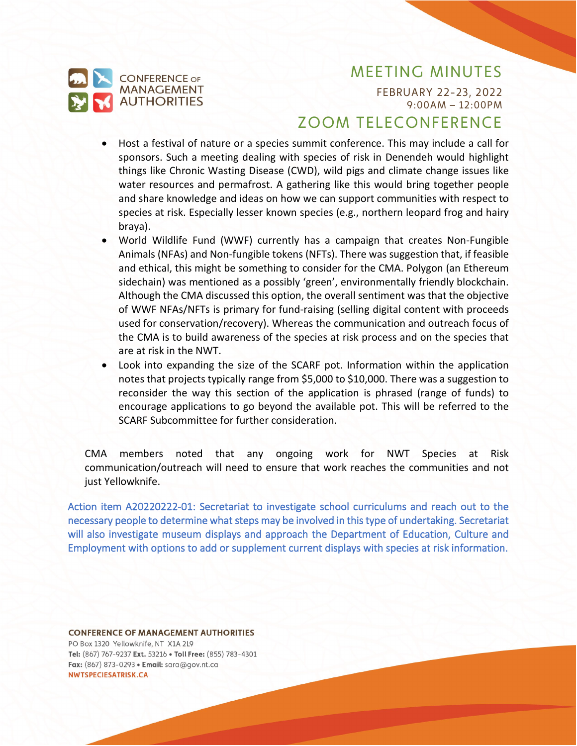- Host a festival of nature or a species summit conference. This may include a call for sponsors. Such a meeting dealing with species of risk in Denendeh would highlight things like Chronic Wasting Disease (CWD), wild pigs and climate change issues like water resources and permafrost. A gathering like this would bring together people and share knowledge and ideas on how we can support communities with respect to species at risk. Especially lesser known species (e.g., northern leopard frog and hairy braya).
- World Wildlife Fund (WWF) currently has a campaign that creates Non-Fungible Animals (NFAs) and Non-fungible tokens (NFTs). There was suggestion that, if feasible and ethical, this might be something to consider for the CMA. Polygon (an Ethereum sidechain) was mentioned as a possibly 'green', environmentally friendly blockchain. Although the CMA discussed this option, the overall sentiment was that the objective of WWF NFAs/NFTs is primary for fund-raising (selling digital content with proceeds used for conservation/recovery). Whereas the communication and outreach focus of the CMA is to build awareness of the species at risk process and on the species that are at risk in the NWT.
- Look into expanding the size of the SCARF pot. Information within the application notes that projects typically range from $5,000 to $10,000. There was a suggestion to reconsider the way this section of the application is phrased (range of funds) to encourage applications to go beyond the available pot. This will be referred to the SCARF Subcommittee for further consideration.

CMA members noted that any ongoing work for NWT Species at Risk communication/outreach will need to ensure that work reaches the communities and not just Yellowknife.

Action item A20220222-01: Secretariat to investigate school curriculums and reach out to the necessary people to determine what steps may be involved in this type of undertaking. Secretariat will also investigate museum displays and approach the Department of Education, Culture and Employment with options to add or supplement current displays with species at risk information.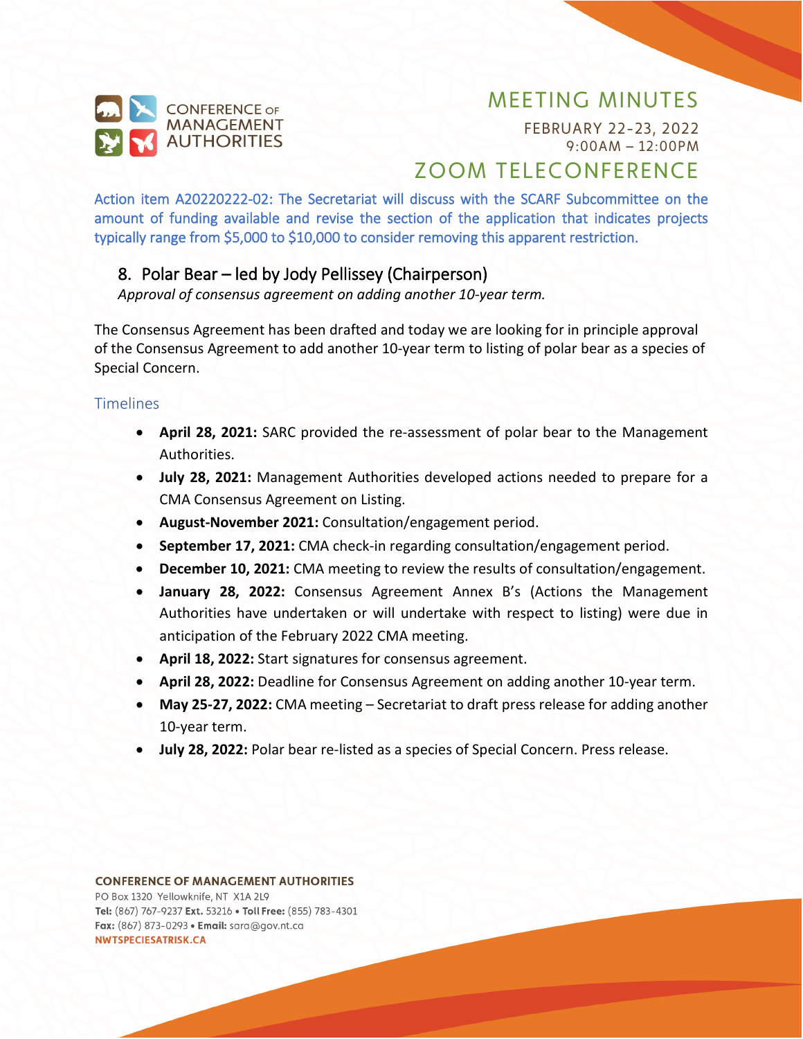Action item A20220222-02: The Secretariat will discuss with the SCARF Subcommittee on the amount of funding available and revise the section of the application that indicates projects typically range from $5,000 to $10,000 to consider removing this apparent restriction.

## 8. Polar Bear – led by Jody Pellissey (Chairperson)

*Approval of consensus agreement on adding another 10-year term.*

The Consensus Agreement has been drafted and today we are looking for in principle approval of the Consensus Agreement to add another 10-year term to listing of polar bear as a species of Special Concern.

### Timelines

- **April 28, 2021:** SARC provided the re-assessment of polar bear to the Management Authorities.
- **July 28, 2021:** Management Authorities developed actions needed to prepare for a CMA Consensus Agreement on Listing.
- **August-November 2021:** Consultation/engagement period.
- **September 17, 2021:** CMA check-in regarding consultation/engagement period.
- **December 10, 2021:** CMA meeting to review the results of consultation/engagement.
- **January 28, 2022:** Consensus Agreement Annex B's (Actions the Management Authorities have undertaken or will undertake with respect to listing) were due in anticipation of the February 2022 CMA meeting.
- **April 18, 2022:** Start signatures for consensus agreement.
- **April 28, 2022:** Deadline for Consensus Agreement on adding another 10-year term.
- **May 25-27, 2022:** CMA meeting – Secretariat to draft press release for adding another 10-year term.
- **July 28, 2022:** Polar bear re-listed as a species of Special Concern. Press release.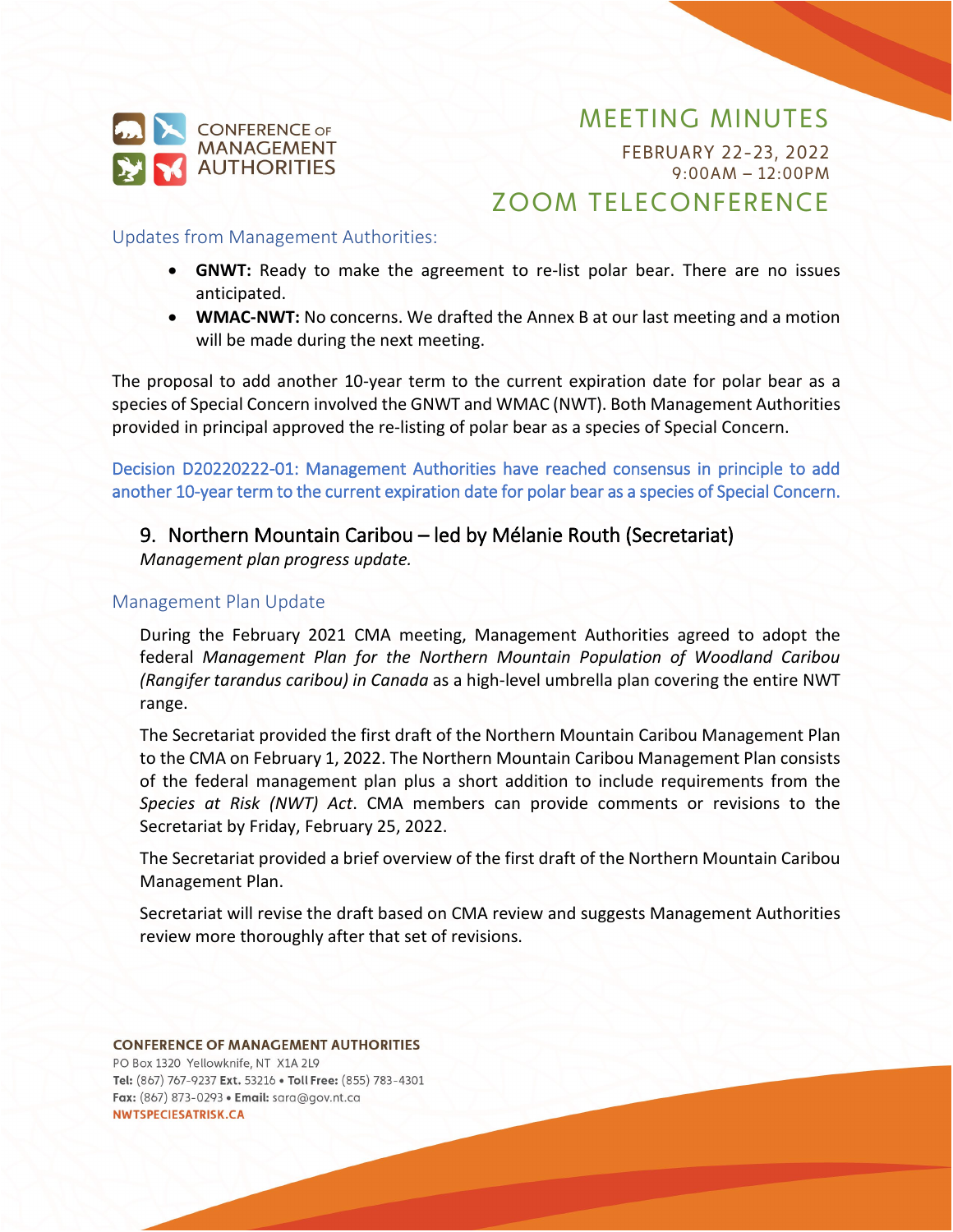### Updates from Management Authorities:

- **GNWT:** Ready to make the agreement to re-list polar bear. There are no issues anticipated.
- **WMAC-NWT:** No concerns. We drafted the Annex B at our last meeting and a motion will be made during the next meeting.

The proposal to add another 10-year term to the current expiration date for polar bear as a species of Special Concern involved the GNWT and WMAC (NWT). Both Management Authorities provided in principal approved the re-listing of polar bear as a species of Special Concern.

Decision D20220222-01: Management Authorities have reached consensus in principle to add another 10-year term to the current expiration date for polar bear as a species of Special Concern.

## 9. Northern Mountain Caribou – led by Mélanie Routh (Secretariat)

*Management plan progress update.*

### Management Plan Update

During the February 2021 CMA meeting, Management Authorities agreed to adopt the federal *Management Plan for the Northern Mountain Population of Woodland Caribou (Rangifer tarandus caribou) in Canada* as a high-level umbrella plan covering the entire NWT range.

The Secretariat provided the first draft of the Northern Mountain Caribou Management Plan to the CMA on February 1, 2022. The Northern Mountain Caribou Management Plan consists of the federal management plan plus a short addition to include requirements from the *Species at Risk (NWT) Act*. CMA members can provide comments or revisions to the Secretariat by Friday, February 25, 2022.

The Secretariat provided a brief overview of the first draft of the Northern Mountain Caribou Management Plan.

Secretariat will revise the draft based on CMA review and suggests Management Authorities review more thoroughly after that set of revisions.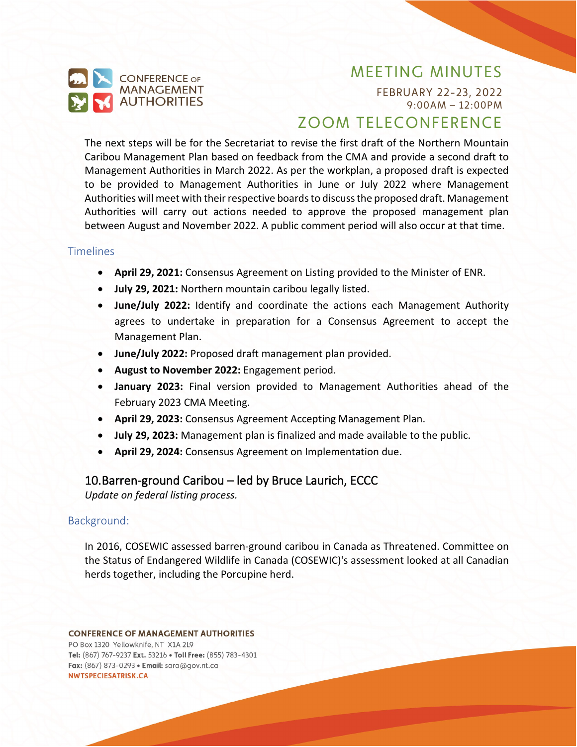The next steps will be for the Secretariat to revise the first draft of the Northern Mountain Caribou Management Plan based on feedback from the CMA and provide a second draft to Management Authorities in March 2022. As per the workplan, a proposed draft is expected to be provided to Management Authorities in June or July 2022 where Management Authorities will meet with their respective boards to discuss the proposed draft. Management Authorities will carry out actions needed to approve the proposed management plan between August and November 2022. A public comment period will also occur at that time.

### Timelines

- **April 29, 2021:** Consensus Agreement on Listing provided to the Minister of ENR.
- **July 29, 2021:** Northern mountain caribou legally listed.
- **June/July 2022:** Identify and coordinate the actions each Management Authority agrees to undertake in preparation for a Consensus Agreement to accept the Management Plan.
- **June/July 2022:** Proposed draft management plan provided.
- **August to November 2022:** Engagement period.
- **January 2023:** Final version provided to Management Authorities ahead of the February 2023 CMA Meeting.
- **April 29, 2023:** Consensus Agreement Accepting Management Plan.
- **July 29, 2023:** Management plan is finalized and made available to the public.
- **April 29, 2024:** Consensus Agreement on Implementation due.

## 10. Barren-ground Caribou – led by Bruce Laurich, ECCC

*Update on federal listing process.*

### Background:

In 2016, COSEWIC assessed barren-ground caribou in Canada as Threatened. Committee on the Status of Endangered Wildlife in Canada (COSEWIC)'s assessment looked at all Canadian herds together, including the Porcupine herd.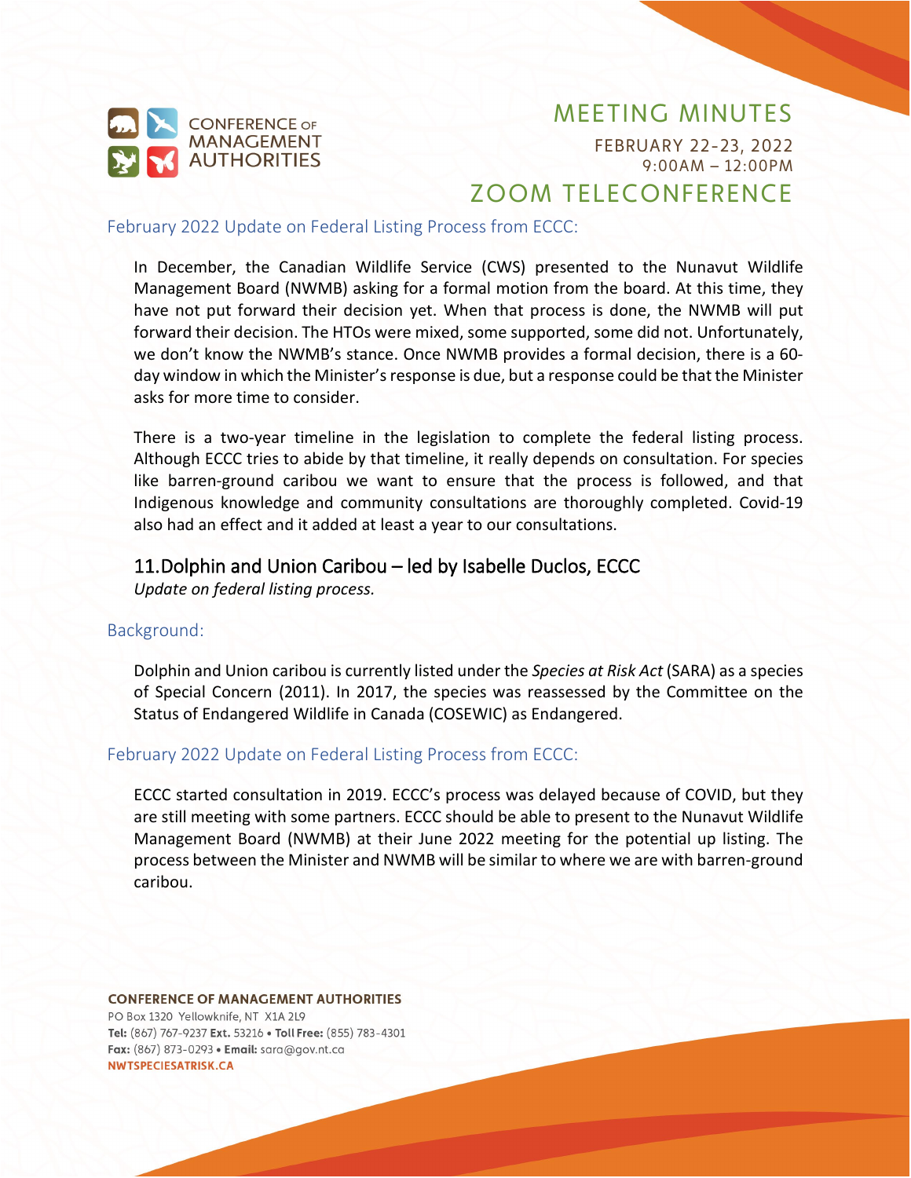### February 2022 Update on Federal Listing Process from ECCC:

In December, the Canadian Wildlife Service (CWS) presented to the Nunavut Wildlife Management Board (NWMB) asking for a formal motion from the board. At this time, they have not put forward their decision yet. When that process is done, the NWMB will put forward their decision. The HTOs were mixed, some supported, some did not. Unfortunately, we don't know the NWMB's stance. Once NWMB provides a formal decision, there is a 60-day window in which the Minister's response is due, but a response could be that the Minister asks for more time to consider.

There is a two-year timeline in the legislation to complete the federal listing process. Although ECCC tries to abide by that timeline, it really depends on consultation. For species like barren-ground caribou we want to ensure that the process is followed, and that Indigenous knowledge and community consultations are thoroughly completed. Covid-19 also had an effect and it added at least a year to our consultations.

## 11. Dolphin and Union Caribou – led by Isabelle Duclos, ECCC

*Update on federal listing process.*

### Background:

Dolphin and Union caribou is currently listed under the *Species at Risk Act* (SARA) as a species of Special Concern (2011). In 2017, the species was reassessed by the Committee on the Status of Endangered Wildlife in Canada (COSEWIC) as Endangered.

### February 2022 Update on Federal Listing Process from ECCC:

ECCC started consultation in 2019. ECCC's process was delayed because of COVID, but they are still meeting with some partners. ECCC should be able to present to the Nunavut Wildlife Management Board (NWMB) at their June 2022 meeting for the potential up listing. The process between the Minister and NWMB will be similar to where we are with barren-ground caribou.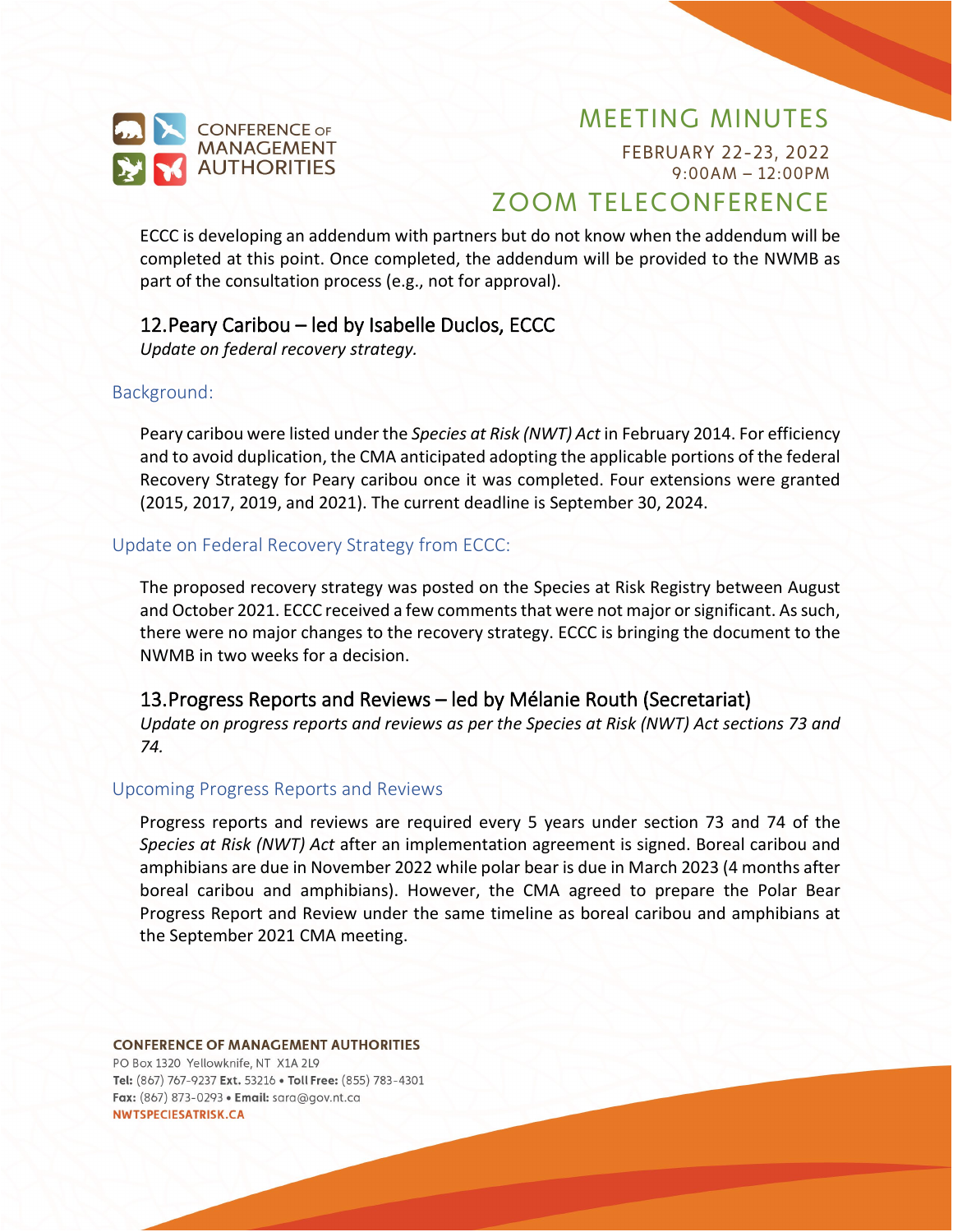ECCC is developing an addendum with partners but do not know when the addendum will be completed at this point. Once completed, the addendum will be provided to the NWMB as part of the consultation process (e.g., not for approval).

## 12. Peary Caribou – led by Isabelle Duclos, ECCC

*Update on federal recovery strategy.*

### Background:

Peary caribou were listed under the *Species at Risk (NWT) Act* in February 2014. For efficiency and to avoid duplication, the CMA anticipated adopting the applicable portions of the federal Recovery Strategy for Peary caribou once it was completed. Four extensions were granted (2015, 2017, 2019, and 2021). The current deadline is September 30, 2024.

### Update on Federal Recovery Strategy from ECCC:

The proposed recovery strategy was posted on the Species at Risk Registry between August and October 2021. ECCC received a few comments that were not major or significant. As such, there were no major changes to the recovery strategy. ECCC is bringing the document to the NWMB in two weeks for a decision.

## 13. Progress Reports and Reviews – led by Mélanie Routh (Secretariat)

*Update on progress reports and reviews as per the Species at Risk (NWT) Act sections 73 and 74.*

### Upcoming Progress Reports and Reviews

Progress reports and reviews are required every 5 years under section 73 and 74 of the *Species at Risk (NWT) Act* after an implementation agreement is signed. Boreal caribou and amphibians are due in November 2022 while polar bear is due in March 2023 (4 months after boreal caribou and amphibians). However, the CMA agreed to prepare the Polar Bear Progress Report and Review under the same timeline as boreal caribou and amphibians at the September 2021 CMA meeting.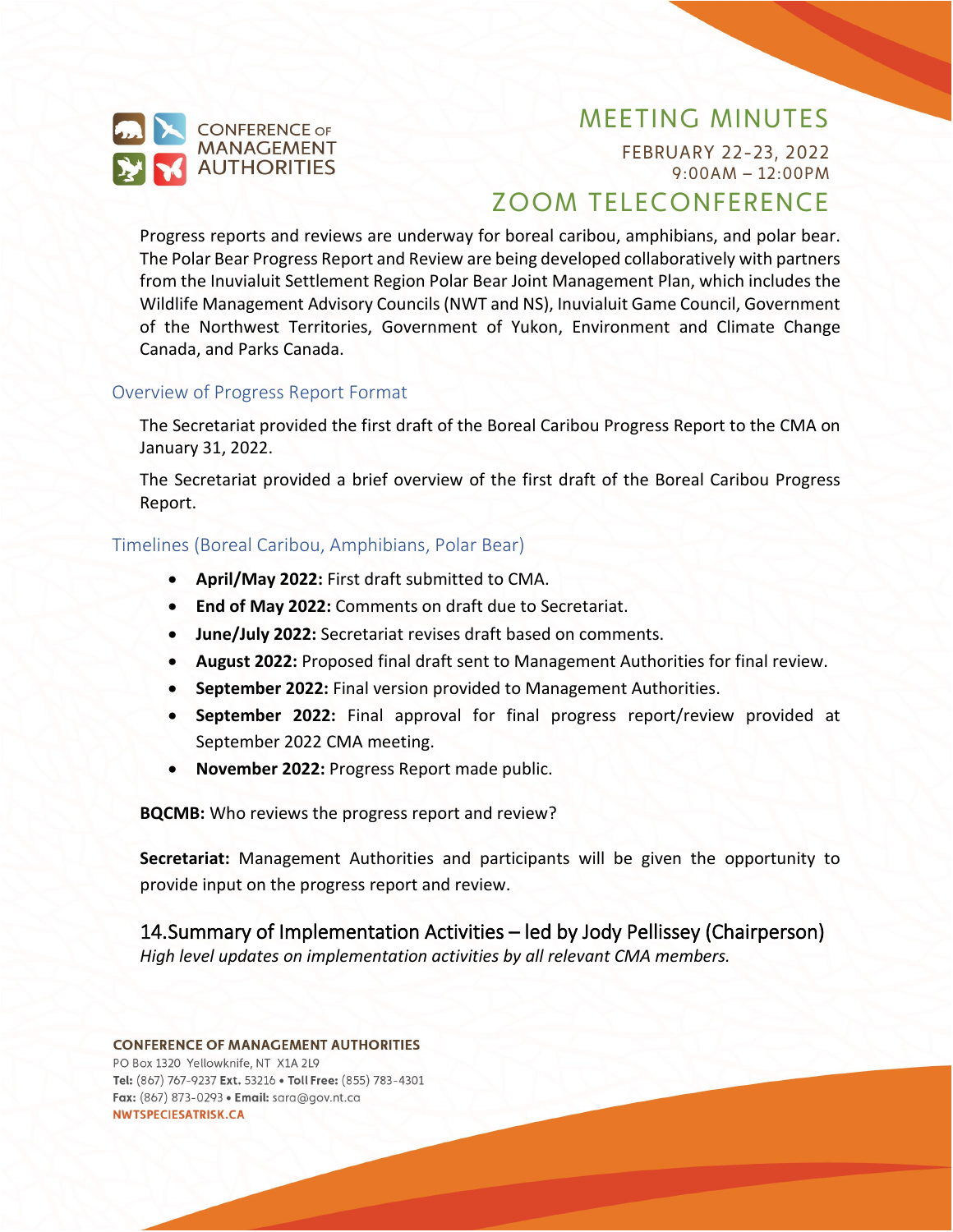Progress reports and reviews are underway for boreal caribou, amphibians, and polar bear. The Polar Bear Progress Report and Review are being developed collaboratively with partners from the Inuvialuit Settlement Region Polar Bear Joint Management Plan, which includes the Wildlife Management Advisory Councils (NWT and NS), Inuvialuit Game Council, Government of the Northwest Territories, Government of Yukon, Environment and Climate Change Canada, and Parks Canada.

### Overview of Progress Report Format

The Secretariat provided the first draft of the Boreal Caribou Progress Report to the CMA on January 31, 2022.

The Secretariat provided a brief overview of the first draft of the Boreal Caribou Progress Report.

### Timelines (Boreal Caribou, Amphibians, Polar Bear)

- **April/May 2022:** First draft submitted to CMA.
- **End of May 2022:** Comments on draft due to Secretariat.
- **June/July 2022:** Secretariat revises draft based on comments.
- **August 2022:** Proposed final draft sent to Management Authorities for final review.
- **September 2022:** Final version provided to Management Authorities.
- **September 2022:** Final approval for final progress report/review provided at September 2022 CMA meeting.
- **November 2022:** Progress Report made public.

**BQCMB:** Who reviews the progress report and review?

**Secretariat:** Management Authorities and participants will be given the opportunity to provide input on the progress report and review.

## 14. Summary of Implementation Activities – led by Jody Pellissey (Chairperson)

*High level updates on implementation activities by all relevant CMA members.*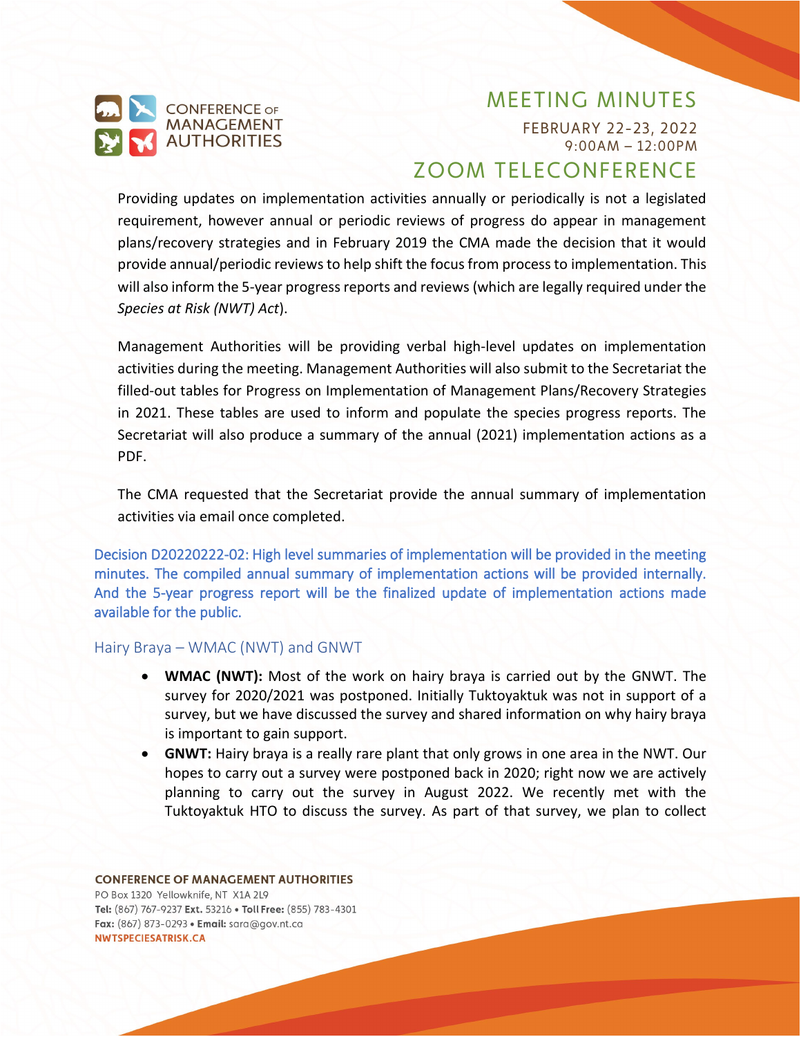Providing updates on implementation activities annually or periodically is not a legislated requirement, however annual or periodic reviews of progress do appear in management plans/recovery strategies and in February 2019 the CMA made the decision that it would provide annual/periodic reviews to help shift the focus from process to implementation. This will also inform the 5-year progress reports and reviews (which are legally required under the *Species at Risk (NWT) Act*).

Management Authorities will be providing verbal high-level updates on implementation activities during the meeting. Management Authorities will also submit to the Secretariat the filled-out tables for Progress on Implementation of Management Plans/Recovery Strategies in 2021. These tables are used to inform and populate the species progress reports. The Secretariat will also produce a summary of the annual (2021) implementation actions as a PDF.

The CMA requested that the Secretariat provide the annual summary of implementation activities via email once completed.

Decision D20220222-02: High level summaries of implementation will be provided in the meeting minutes. The compiled annual summary of implementation actions will be provided internally. And the 5-year progress report will be the finalized update of implementation actions made available for the public.

### Hairy Braya – WMAC (NWT) and GNWT

- **WMAC (NWT):** Most of the work on hairy braya is carried out by the GNWT. The survey for 2020/2021 was postponed. Initially Tuktoyaktuk was not in support of a survey, but we have discussed the survey and shared information on why hairy braya is important to gain support.
- **GNWT:** Hairy braya is a really rare plant that only grows in one area in the NWT. Our hopes to carry out a survey were postponed back in 2020; right now we are actively planning to carry out the survey in August 2022. We recently met with the Tuktoyaktuk HTO to discuss the survey. As part of that survey, we plan to collect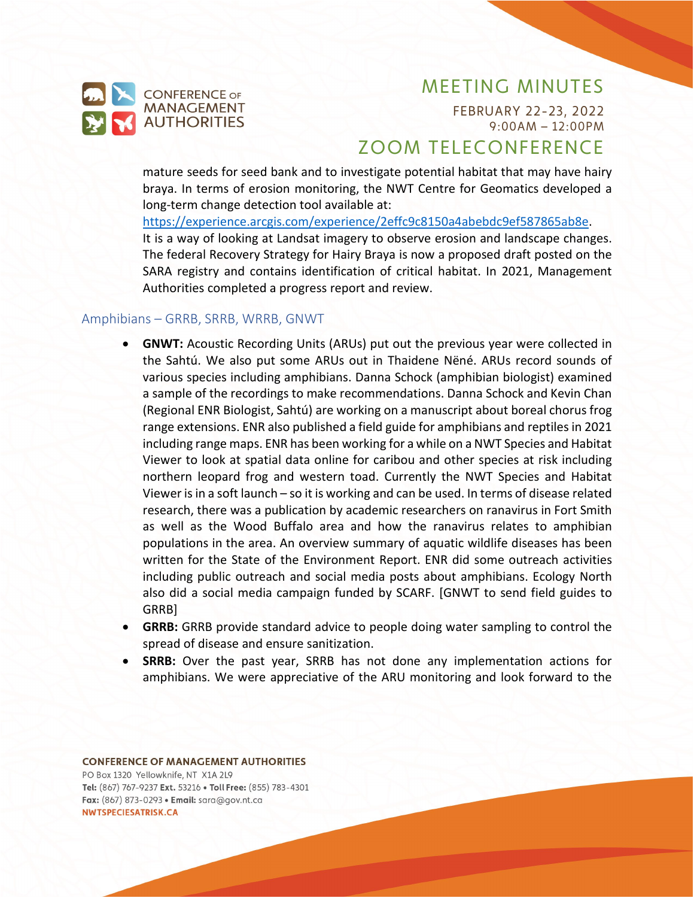mature seeds for seed bank and to investigate potential habitat that may have hairy braya. In terms of erosion monitoring, the NWT Centre for Geomatics developed a long-term change detection tool available at: https://experience.arcgis.com/experience/2effc9c8150a4abebdc9ef587865ab8e. It is a way of looking at Landsat imagery to observe erosion and landscape changes. The federal Recovery Strategy for Hairy Braya is now a proposed draft posted on the SARA registry and contains identification of critical habitat. In 2021, Management Authorities completed a progress report and review.

### Amphibians – GRRB, SRRB, WRRB, GNWT

- **GNWT:** Acoustic Recording Units (ARUs) put out the previous year were collected in the Sahtú. We also put some ARUs out in Thaidene Nëné. ARUs record sounds of various species including amphibians. Danna Schock (amphibian biologist) examined a sample of the recordings to make recommendations. Danna Schock and Kevin Chan (Regional ENR Biologist, Sahtú) are working on a manuscript about boreal chorus frog range extensions. ENR also published a field guide for amphibians and reptiles in 2021 including range maps. ENR has been working for a while on a NWT Species and Habitat Viewer to look at spatial data online for caribou and other species at risk including northern leopard frog and western toad. Currently the NWT Species and Habitat Viewer is in a soft launch – so it is working and can be used. In terms of disease related research, there was a publication by academic researchers on ranavirus in Fort Smith as well as the Wood Buffalo area and how the ranavirus relates to amphibian populations in the area. An overview summary of aquatic wildlife diseases has been written for the State of the Environment Report. ENR did some outreach activities including public outreach and social media posts about amphibians. Ecology North also did a social media campaign funded by SCARF. [GNWT to send field guides to GRRB]
- **GRRB:** GRRB provide standard advice to people doing water sampling to control the spread of disease and ensure sanitization.
- **SRRB:** Over the past year, SRRB has not done any implementation actions for amphibians. We were appreciative of the ARU monitoring and look forward to the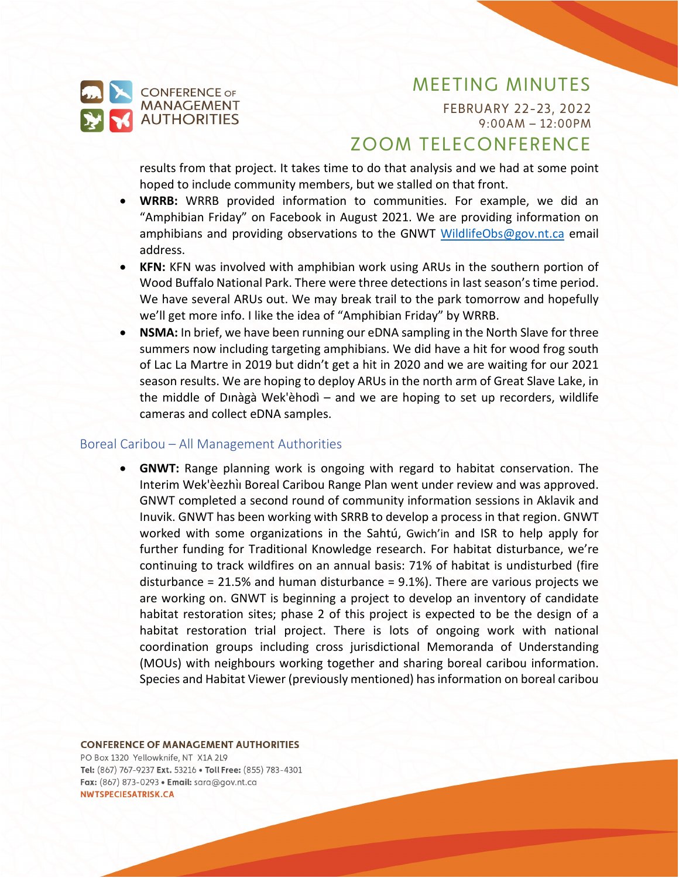results from that project. It takes time to do that analysis and we had at some point hoped to include community members, but we stalled on that front.

- **WRRB:** WRRB provided information to communities. For example, we did an "Amphibian Friday" on Facebook in August 2021. We are providing information on amphibians and providing observations to the GNWT WildlifeObs@gov.nt.ca email address.
- **KFN:** KFN was involved with amphibian work using ARUs in the southern portion of Wood Buffalo National Park. There were three detections in last season's time period. We have several ARUs out. We may break trail to the park tomorrow and hopefully we'll get more info. I like the idea of "Amphibian Friday" by WRRB.
- **NSMA:** In brief, we have been running our eDNA sampling in the North Slave for three summers now including targeting amphibians. We did have a hit for wood frog south of Lac La Martre in 2019 but didn't get a hit in 2020 and we are waiting for our 2021 season results. We are hoping to deploy ARUs in the north arm of Great Slave Lake, in the middle of Dınàgà Wek'èhodì – and we are hoping to set up recorders, wildlife cameras and collect eDNA samples.

## Boreal Caribou – All Management Authorities

- **GNWT:** Range planning work is ongoing with regard to habitat conservation. The Interim Wek'èezhìı Boreal Caribou Range Plan went under review and was approved. GNWT completed a second round of community information sessions in Aklavik and Inuvik. GNWT has been working with SRRB to develop a process in that region. GNWT worked with some organizations in the Sahtú, Gwich'in and ISR to help apply for further funding for Traditional Knowledge research. For habitat disturbance, we're continuing to track wildfires on an annual basis: 71% of habitat is undisturbed (fire disturbance = 21.5% and human disturbance = 9.1%). There are various projects we are working on. GNWT is beginning a project to develop an inventory of candidate habitat restoration sites; phase 2 of this project is expected to be the design of a habitat restoration trial project. There is lots of ongoing work with national coordination groups including cross jurisdictional Memoranda of Understanding (MOUs) with neighbours working together and sharing boreal caribou information. Species and Habitat Viewer (previously mentioned) has information on boreal caribou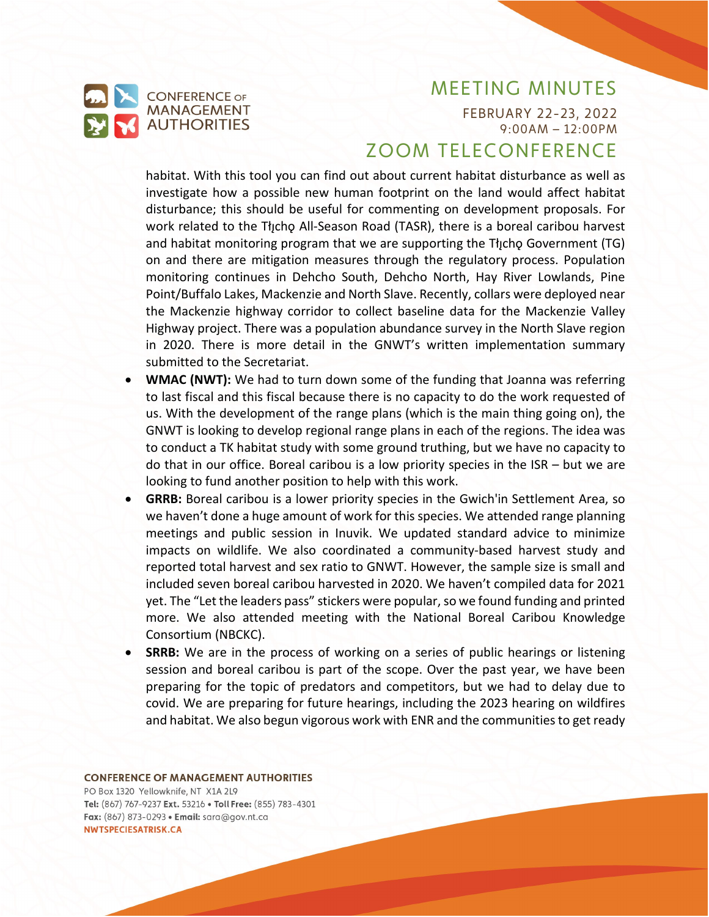habitat. With this tool you can find out about current habitat disturbance as well as investigate how a possible new human footprint on the land would affect habitat disturbance; this should be useful for commenting on development proposals. For work related to the Tłı̨chǫ All-Season Road (TASR), there is a boreal caribou harvest and habitat monitoring program that we are supporting the Tłı̨chǫ Government (TG) on and there are mitigation measures through the regulatory process. Population monitoring continues in Dehcho South, Dehcho North, Hay River Lowlands, Pine Point/Buffalo Lakes, Mackenzie and North Slave. Recently, collars were deployed near the Mackenzie highway corridor to collect baseline data for the Mackenzie Valley Highway project. There was a population abundance survey in the North Slave region in 2020. There is more detail in the GNWT's written implementation summary submitted to the Secretariat.

- **WMAC (NWT):** We had to turn down some of the funding that Joanna was referring to last fiscal and this fiscal because there is no capacity to do the work requested of us. With the development of the range plans (which is the main thing going on), the GNWT is looking to develop regional range plans in each of the regions. The idea was to conduct a TK habitat study with some ground truthing, but we have no capacity to do that in our office. Boreal caribou is a low priority species in the ISR – but we are looking to fund another position to help with this work.
- **GRRB:** Boreal caribou is a lower priority species in the Gwich'in Settlement Area, so we haven't done a huge amount of work for this species. We attended range planning meetings and public session in Inuvik. We updated standard advice to minimize impacts on wildlife. We also coordinated a community-based harvest study and reported total harvest and sex ratio to GNWT. However, the sample size is small and included seven boreal caribou harvested in 2020. We haven't compiled data for 2021 yet. The "Let the leaders pass" stickers were popular, so we found funding and printed more. We also attended meeting with the National Boreal Caribou Knowledge Consortium (NBCKC).
- **SRRB:** We are in the process of working on a series of public hearings or listening session and boreal caribou is part of the scope. Over the past year, we have been preparing for the topic of predators and competitors, but we had to delay due to covid. We are preparing for future hearings, including the 2023 hearing on wildfires and habitat. We also begun vigorous work with ENR and the communities to get ready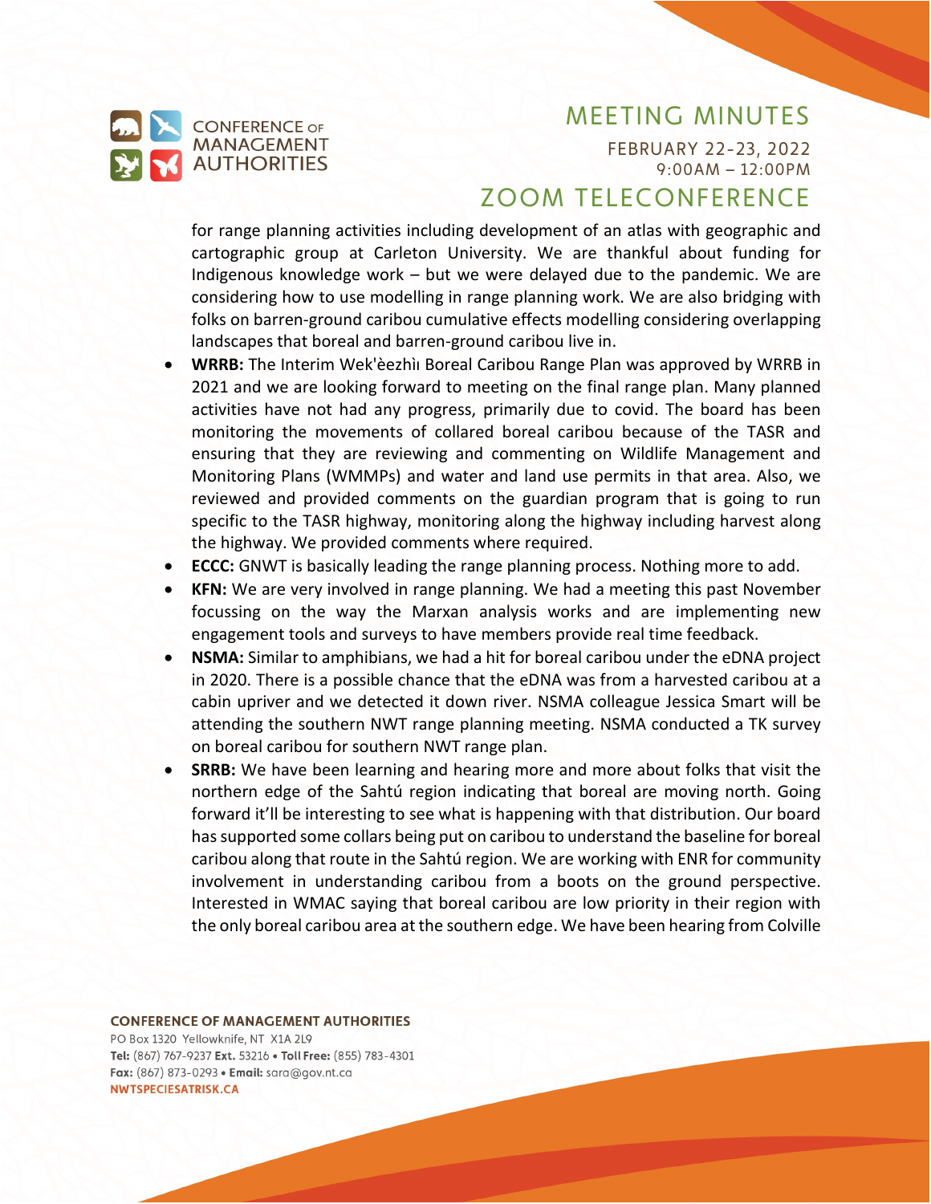for range planning activities including development of an atlas with geographic and cartographic group at Carleton University. We are thankful about funding for Indigenous knowledge work – but we were delayed due to the pandemic. We are considering how to use modelling in range planning work. We are also bridging with folks on barren-ground caribou cumulative effects modelling considering overlapping landscapes that boreal and barren-ground caribou live in.

- **WRRB:** The Interim Wek'èezhìı Boreal Caribou Range Plan was approved by WRRB in 2021 and we are looking forward to meeting on the final range plan. Many planned activities have not had any progress, primarily due to covid. The board has been monitoring the movements of collared boreal caribou because of the TASR and ensuring that they are reviewing and commenting on Wildlife Management and Monitoring Plans (WMMPs) and water and land use permits in that area. Also, we reviewed and provided comments on the guardian program that is going to run specific to the TASR highway, monitoring along the highway including harvest along the highway. We provided comments where required.
- **ECCC:** GNWT is basically leading the range planning process. Nothing more to add.
- **KFN:** We are very involved in range planning. We had a meeting this past November focussing on the way the Marxan analysis works and are implementing new engagement tools and surveys to have members provide real time feedback.
- **NSMA:** Similar to amphibians, we had a hit for boreal caribou under the eDNA project in 2020. There is a possible chance that the eDNA was from a harvested caribou at a cabin upriver and we detected it down river. NSMA colleague Jessica Smart will be attending the southern NWT range planning meeting. NSMA conducted a TK survey on boreal caribou for southern NWT range plan.
- **SRRB:** We have been learning and hearing more and more about folks that visit the northern edge of the Sahtú region indicating that boreal are moving north. Going forward it'll be interesting to see what is happening with that distribution. Our board has supported some collars being put on caribou to understand the baseline for boreal caribou along that route in the Sahtú region. We are working with ENR for community involvement in understanding caribou from a boots on the ground perspective. Interested in WMAC saying that boreal caribou are low priority in their region with the only boreal caribou area at the southern edge. We have been hearing from Colville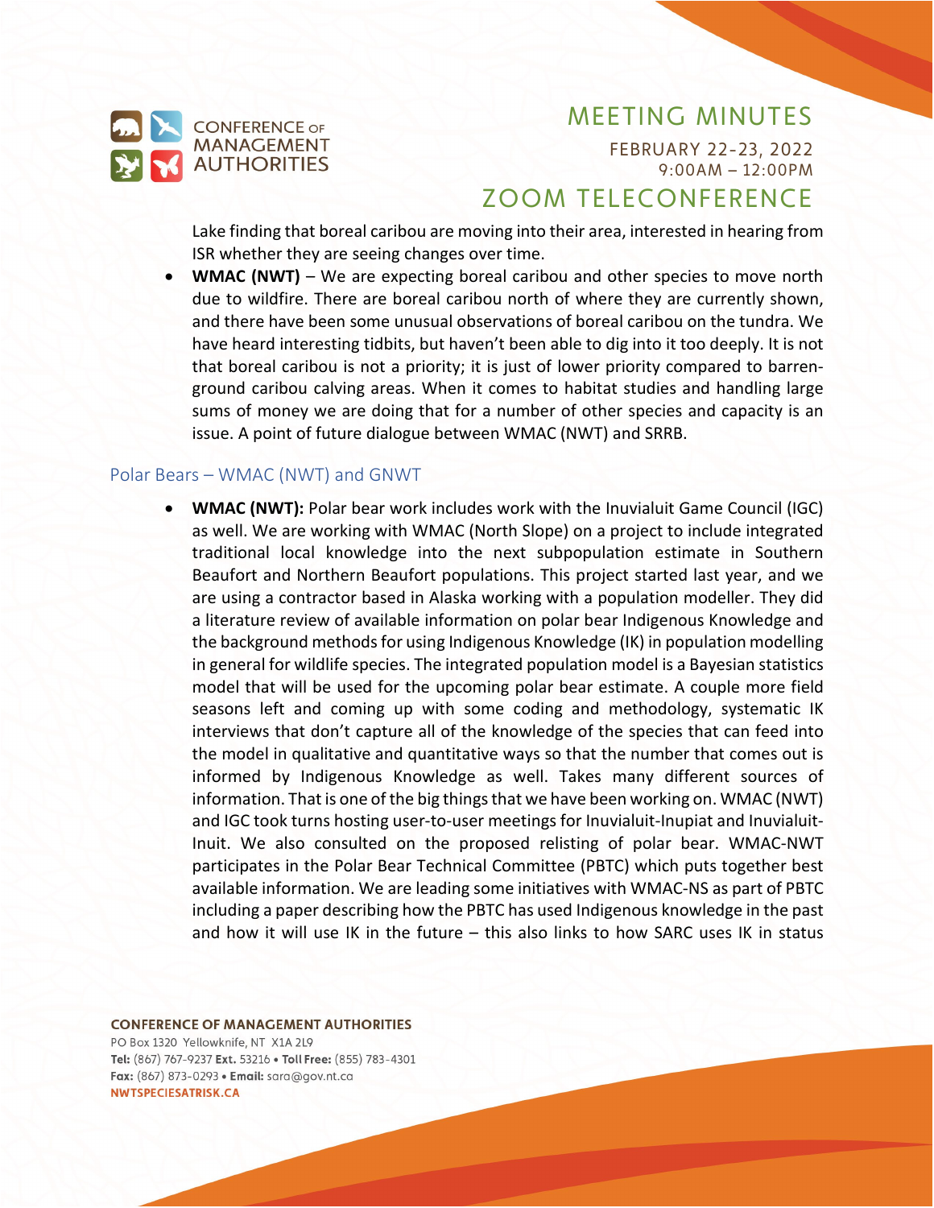Lake finding that boreal caribou are moving into their area, interested in hearing from ISR whether they are seeing changes over time.

- **WMAC (NWT)** – We are expecting boreal caribou and other species to move north due to wildfire. There are boreal caribou north of where they are currently shown, and there have been some unusual observations of boreal caribou on the tundra. We have heard interesting tidbits, but haven't been able to dig into it too deeply. It is not that boreal caribou is not a priority; it is just of lower priority compared to barren-ground caribou calving areas. When it comes to habitat studies and handling large sums of money we are doing that for a number of other species and capacity is an issue. A point of future dialogue between WMAC (NWT) and SRRB.

### Polar Bears – WMAC (NWT) and GNWT

- **WMAC (NWT):** Polar bear work includes work with the Inuvialuit Game Council (IGC) as well. We are working with WMAC (North Slope) on a project to include integrated traditional local knowledge into the next subpopulation estimate in Southern Beaufort and Northern Beaufort populations. This project started last year, and we are using a contractor based in Alaska working with a population modeller. They did a literature review of available information on polar bear Indigenous Knowledge and the background methods for using Indigenous Knowledge (IK) in population modelling in general for wildlife species. The integrated population model is a Bayesian statistics model that will be used for the upcoming polar bear estimate. A couple more field seasons left and coming up with some coding and methodology, systematic IK interviews that don't capture all of the knowledge of the species that can feed into the model in qualitative and quantitative ways so that the number that comes out is informed by Indigenous Knowledge as well. Takes many different sources of information. That is one of the big things that we have been working on. WMAC (NWT) and IGC took turns hosting user-to-user meetings for Inuvialuit-Inupiat and Inuvialuit-Inuit. We also consulted on the proposed relisting of polar bear. WMAC-NWT participates in the Polar Bear Technical Committee (PBTC) which puts together best available information. We are leading some initiatives with WMAC-NS as part of PBTC including a paper describing how the PBTC has used Indigenous knowledge in the past and how it will use IK in the future – this also links to how SARC uses IK in status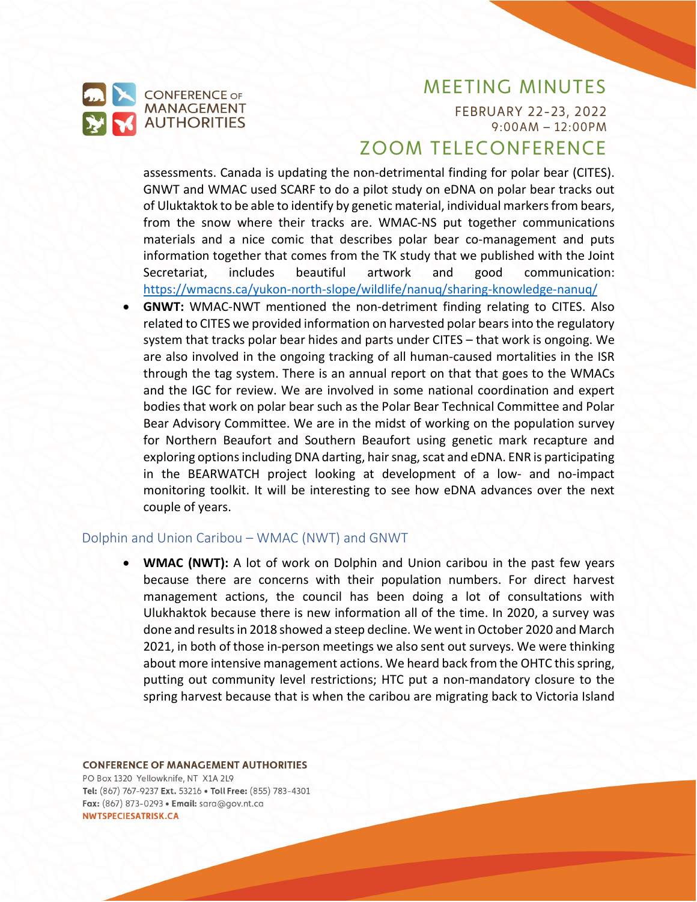assessments. Canada is updating the non-detrimental finding for polar bear (CITES). GNWT and WMAC used SCARF to do a pilot study on eDNA on polar bear tracks out of Uluktaktok to be able to identify by genetic material, individual markers from bears, from the snow where their tracks are. WMAC-NS put together communications materials and a nice comic that describes polar bear co-management and puts information together that comes from the TK study that we published with the Joint Secretariat, includes beautiful artwork and good communication: https://wmacns.ca/yukon-north-slope/wildlife/nanuq/sharing-knowledge-nanuq/

- **GNWT:** WMAC-NWT mentioned the non-detriment finding relating to CITES. Also related to CITES we provided information on harvested polar bears into the regulatory system that tracks polar bear hides and parts under CITES – that work is ongoing. We are also involved in the ongoing tracking of all human-caused mortalities in the ISR through the tag system. There is an annual report on that that goes to the WMACs and the IGC for review. We are involved in some national coordination and expert bodies that work on polar bear such as the Polar Bear Technical Committee and Polar Bear Advisory Committee. We are in the midst of working on the population survey for Northern Beaufort and Southern Beaufort using genetic mark recapture and exploring options including DNA darting, hair snag, scat and eDNA. ENR is participating in the BEARWATCH project looking at development of a low- and no-impact monitoring toolkit. It will be interesting to see how eDNA advances over the next couple of years.

### Dolphin and Union Caribou – WMAC (NWT) and GNWT

- **WMAC (NWT):** A lot of work on Dolphin and Union caribou in the past few years because there are concerns with their population numbers. For direct harvest management actions, the council has been doing a lot of consultations with Ulukhaktok because there is new information all of the time. In 2020, a survey was done and results in 2018 showed a steep decline. We went in October 2020 and March 2021, in both of those in-person meetings we also sent out surveys. We were thinking about more intensive management actions. We heard back from the OHTC this spring, putting out community level restrictions; HTC put a non-mandatory closure to the spring harvest because that is when the caribou are migrating back to Victoria Island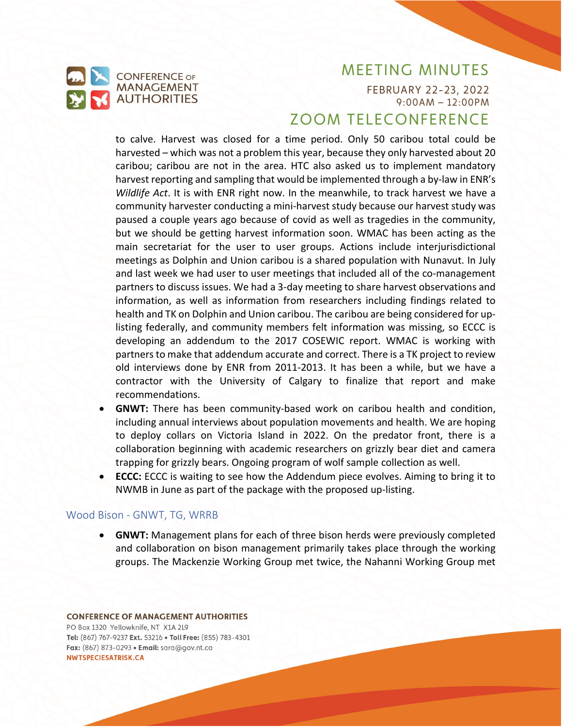to calve. Harvest was closed for a time period. Only 50 caribou total could be harvested – which was not a problem this year, because they only harvested about 20 caribou; caribou are not in the area. HTC also asked us to implement mandatory harvest reporting and sampling that would be implemented through a by-law in ENR's *Wildlife Act*. It is with ENR right now. In the meanwhile, to track harvest we have a community harvester conducting a mini-harvest study because our harvest study was paused a couple years ago because of covid as well as tragedies in the community, but we should be getting harvest information soon. WMAC has been acting as the main secretariat for the user to user groups. Actions include interjurisdictional meetings as Dolphin and Union caribou is a shared population with Nunavut. In July and last week we had user to user meetings that included all of the co-management partners to discuss issues. We had a 3-day meeting to share harvest observations and information, as well as information from researchers including findings related to health and TK on Dolphin and Union caribou. The caribou are being considered for up-listing federally, and community members felt information was missing, so ECCC is developing an addendum to the 2017 COSEWIC report. WMAC is working with partners to make that addendum accurate and correct. There is a TK project to review old interviews done by ENR from 2011-2013. It has been a while, but we have a contractor with the University of Calgary to finalize that report and make recommendations.

- **GNWT:** There has been community-based work on caribou health and condition, including annual interviews about population movements and health. We are hoping to deploy collars on Victoria Island in 2022. On the predator front, there is a collaboration beginning with academic researchers on grizzly bear diet and camera trapping for grizzly bears. Ongoing program of wolf sample collection as well.
- **ECCC:** ECCC is waiting to see how the Addendum piece evolves. Aiming to bring it to NWMB in June as part of the package with the proposed up-listing.

### Wood Bison - GNWT, TG, WRRB

- **GNWT:** Management plans for each of three bison herds were previously completed and collaboration on bison management primarily takes place through the working groups. The Mackenzie Working Group met twice, the Nahanni Working Group met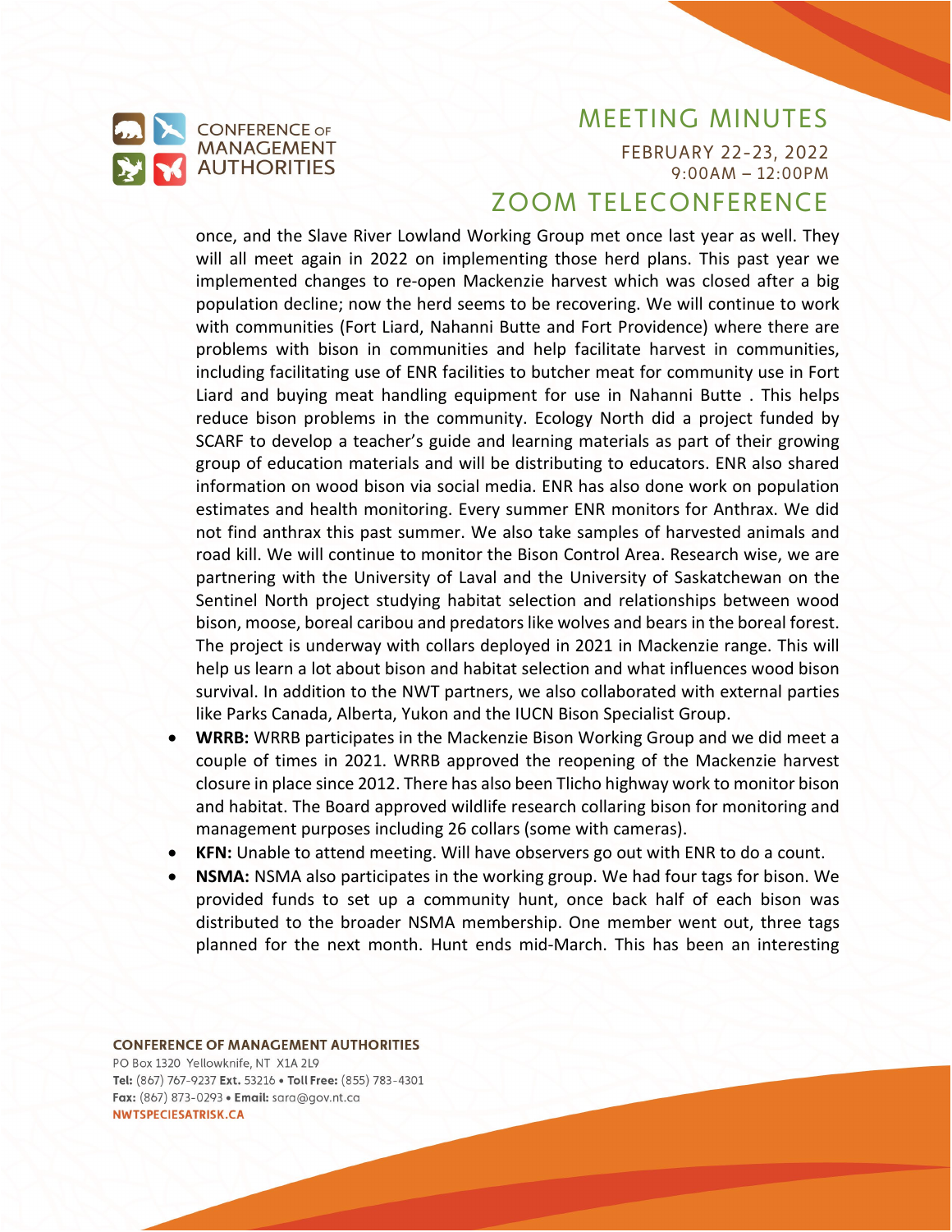once, and the Slave River Lowland Working Group met once last year as well. They will all meet again in 2022 on implementing those herd plans. This past year we implemented changes to re-open Mackenzie harvest which was closed after a big population decline; now the herd seems to be recovering. We will continue to work with communities (Fort Liard, Nahanni Butte and Fort Providence) where there are problems with bison in communities and help facilitate harvest in communities, including facilitating use of ENR facilities to butcher meat for community use in Fort Liard and buying meat handling equipment for use in Nahanni Butte . This helps reduce bison problems in the community. Ecology North did a project funded by SCARF to develop a teacher's guide and learning materials as part of their growing group of education materials and will be distributing to educators. ENR also shared information on wood bison via social media. ENR has also done work on population estimates and health monitoring. Every summer ENR monitors for Anthrax. We did not find anthrax this past summer. We also take samples of harvested animals and road kill. We will continue to monitor the Bison Control Area. Research wise, we are partnering with the University of Laval and the University of Saskatchewan on the Sentinel North project studying habitat selection and relationships between wood bison, moose, boreal caribou and predators like wolves and bears in the boreal forest. The project is underway with collars deployed in 2021 in Mackenzie range. This will help us learn a lot about bison and habitat selection and what influences wood bison survival. In addition to the NWT partners, we also collaborated with external parties like Parks Canada, Alberta, Yukon and the IUCN Bison Specialist Group.

- **WRRB:** WRRB participates in the Mackenzie Bison Working Group and we did meet a couple of times in 2021. WRRB approved the reopening of the Mackenzie harvest closure in place since 2012. There has also been Tlicho highway work to monitor bison and habitat. The Board approved wildlife research collaring bison for monitoring and management purposes including 26 collars (some with cameras).
- **KFN:** Unable to attend meeting. Will have observers go out with ENR to do a count.
- **NSMA:** NSMA also participates in the working group. We had four tags for bison. We provided funds to set up a community hunt, once back half of each bison was distributed to the broader NSMA membership. One member went out, three tags planned for the next month. Hunt ends mid-March. This has been an interesting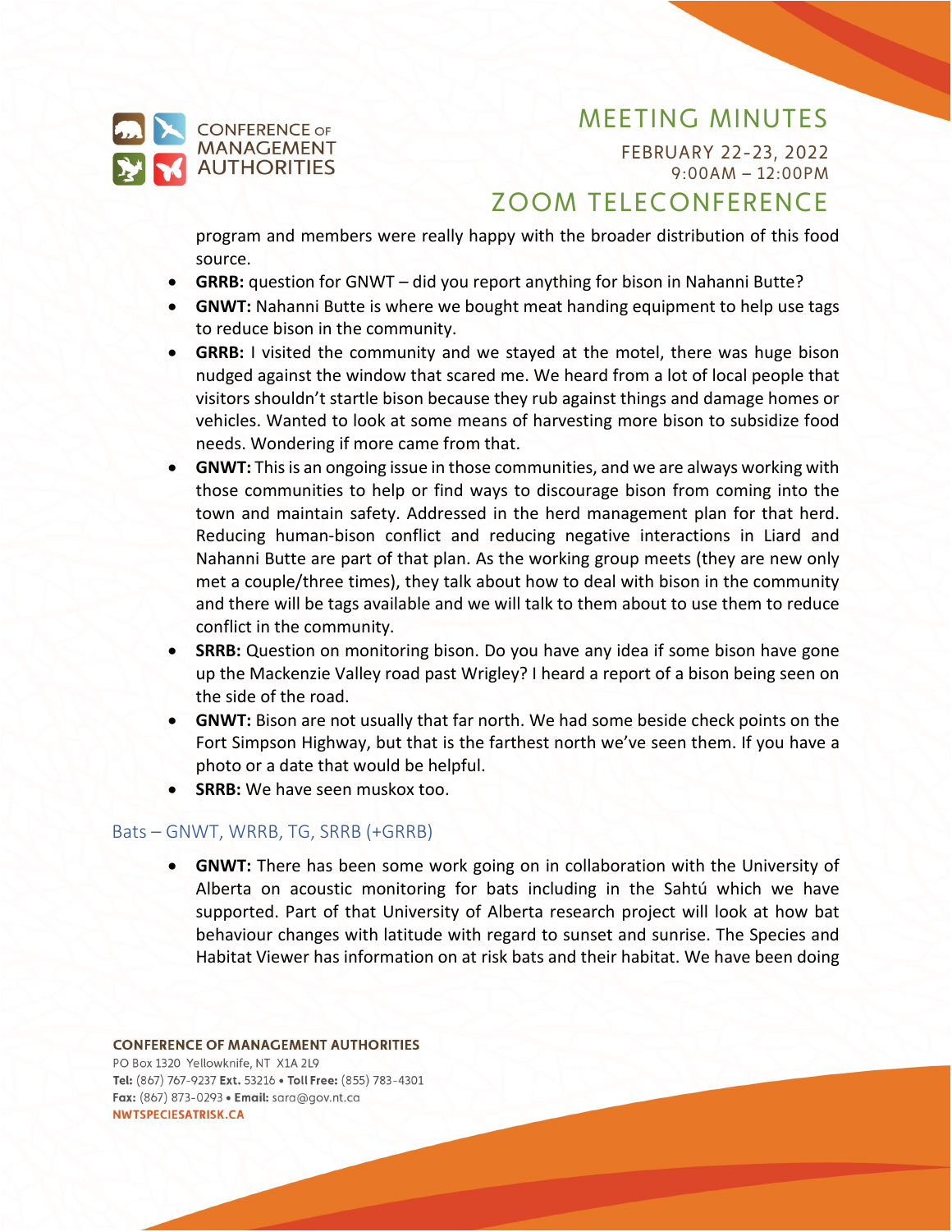program and members were really happy with the broader distribution of this food source.

- **GRRB:** question for GNWT – did you report anything for bison in Nahanni Butte?
- **GNWT:** Nahanni Butte is where we bought meat handing equipment to help use tags to reduce bison in the community.
- **GRRB:** I visited the community and we stayed at the motel, there was huge bison nudged against the window that scared me. We heard from a lot of local people that visitors shouldn't startle bison because they rub against things and damage homes or vehicles. Wanted to look at some means of harvesting more bison to subsidize food needs. Wondering if more came from that.
- **GNWT:** This is an ongoing issue in those communities, and we are always working with those communities to help or find ways to discourage bison from coming into the town and maintain safety. Addressed in the herd management plan for that herd. Reducing human-bison conflict and reducing negative interactions in Liard and Nahanni Butte are part of that plan. As the working group meets (they are new only met a couple/three times), they talk about how to deal with bison in the community and there will be tags available and we will talk to them about to use them to reduce conflict in the community.
- **SRRB:** Question on monitoring bison. Do you have any idea if some bison have gone up the Mackenzie Valley road past Wrigley? I heard a report of a bison being seen on the side of the road.
- **GNWT:** Bison are not usually that far north. We had some beside check points on the Fort Simpson Highway, but that is the farthest north we've seen them. If you have a photo or a date that would be helpful.
- **SRRB:** We have seen muskox too.

### Bats – GNWT, WRRB, TG, SRRB (+GRRB)

- **GNWT:** There has been some work going on in collaboration with the University of Alberta on acoustic monitoring for bats including in the Sahtú which we have supported. Part of that University of Alberta research project will look at how bat behaviour changes with latitude with regard to sunset and sunrise. The Species and Habitat Viewer has information on at risk bats and their habitat. We have been doing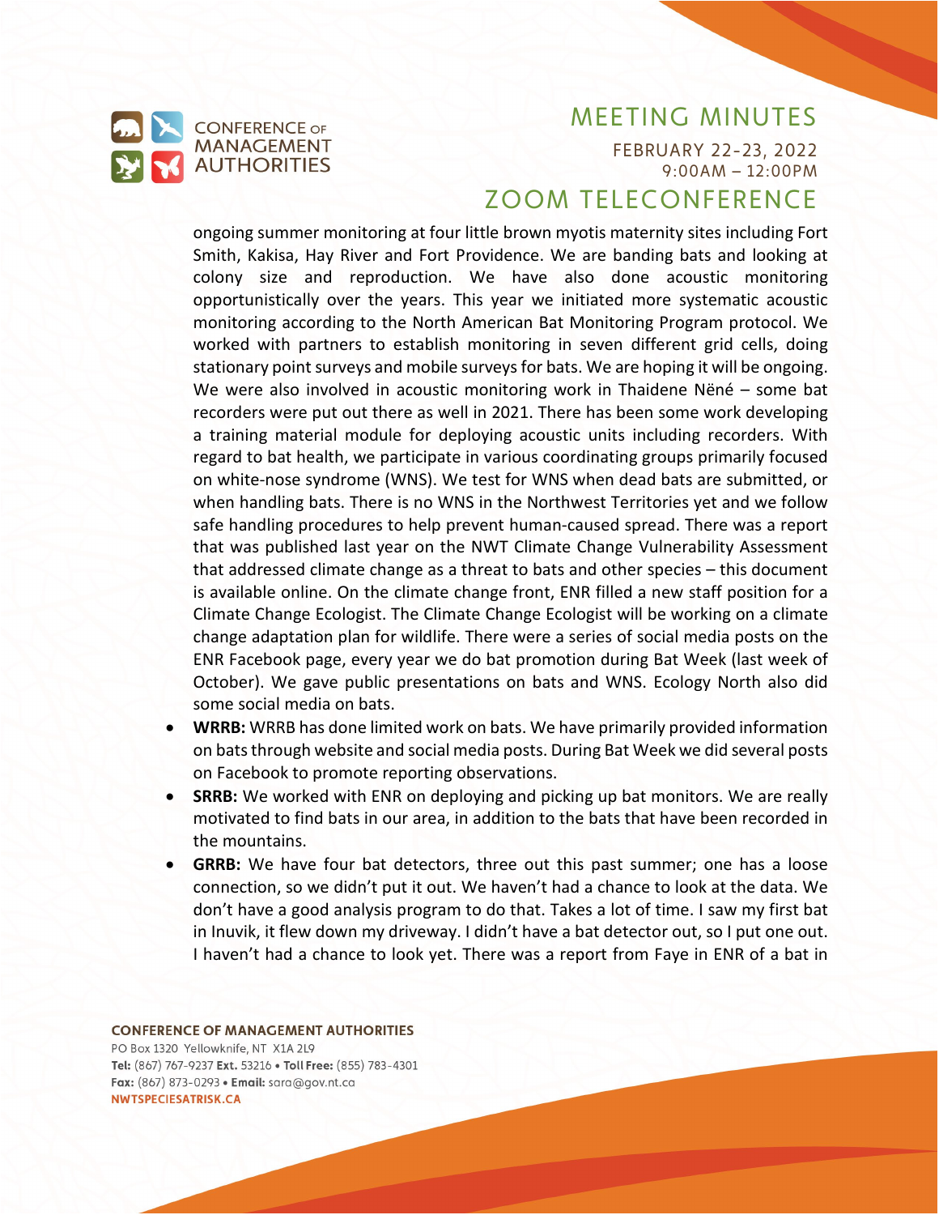ongoing summer monitoring at four little brown myotis maternity sites including Fort Smith, Kakisa, Hay River and Fort Providence. We are banding bats and looking at colony size and reproduction. We have also done acoustic monitoring opportunistically over the years. This year we initiated more systematic acoustic monitoring according to the North American Bat Monitoring Program protocol. We worked with partners to establish monitoring in seven different grid cells, doing stationary point surveys and mobile surveys for bats. We are hoping it will be ongoing. We were also involved in acoustic monitoring work in Thaidene Nëné – some bat recorders were put out there as well in 2021. There has been some work developing a training material module for deploying acoustic units including recorders. With regard to bat health, we participate in various coordinating groups primarily focused on white-nose syndrome (WNS). We test for WNS when dead bats are submitted, or when handling bats. There is no WNS in the Northwest Territories yet and we follow safe handling procedures to help prevent human-caused spread. There was a report that was published last year on the NWT Climate Change Vulnerability Assessment that addressed climate change as a threat to bats and other species – this document is available online. On the climate change front, ENR filled a new staff position for a Climate Change Ecologist. The Climate Change Ecologist will be working on a climate change adaptation plan for wildlife. There were a series of social media posts on the ENR Facebook page, every year we do bat promotion during Bat Week (last week of October). We gave public presentations on bats and WNS. Ecology North also did some social media on bats.

- **WRRB:** WRRB has done limited work on bats. We have primarily provided information on bats through website and social media posts. During Bat Week we did several posts on Facebook to promote reporting observations.
- **SRRB:** We worked with ENR on deploying and picking up bat monitors. We are really motivated to find bats in our area, in addition to the bats that have been recorded in the mountains.
- **GRRB:** We have four bat detectors, three out this past summer; one has a loose connection, so we didn't put it out. We haven't had a chance to look at the data. We don't have a good analysis program to do that. Takes a lot of time. I saw my first bat in Inuvik, it flew down my driveway. I didn't have a bat detector out, so I put one out. I haven't had a chance to look yet. There was a report from Faye in ENR of a bat in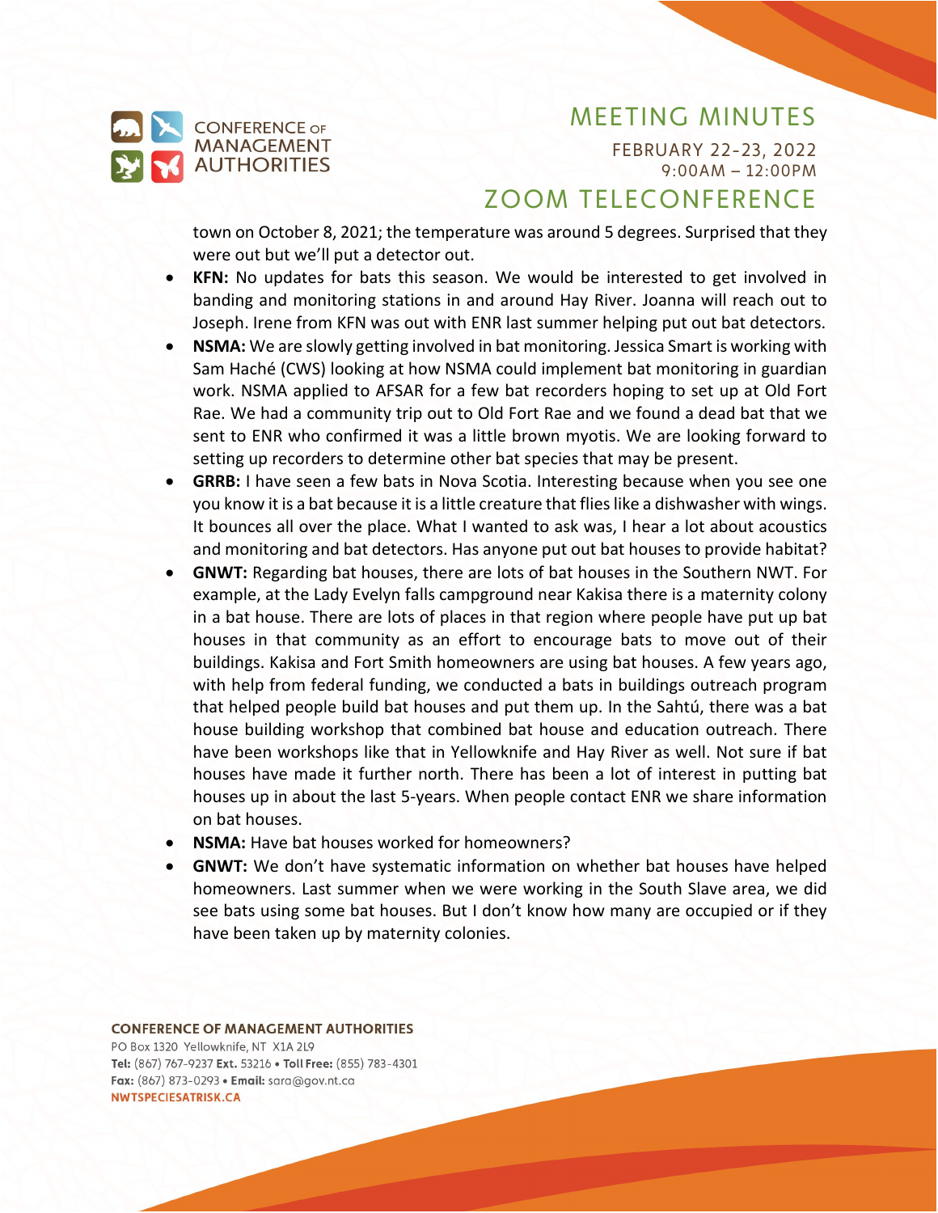town on October 8, 2021; the temperature was around 5 degrees. Surprised that they were out but we'll put a detector out.

- **KFN:** No updates for bats this season. We would be interested to get involved in banding and monitoring stations in and around Hay River. Joanna will reach out to Joseph. Irene from KFN was out with ENR last summer helping put out bat detectors.
- **NSMA:** We are slowly getting involved in bat monitoring. Jessica Smart is working with Sam Haché (CWS) looking at how NSMA could implement bat monitoring in guardian work. NSMA applied to AFSAR for a few bat recorders hoping to set up at Old Fort Rae. We had a community trip out to Old Fort Rae and we found a dead bat that we sent to ENR who confirmed it was a little brown myotis. We are looking forward to setting up recorders to determine other bat species that may be present.
- **GRRB:** I have seen a few bats in Nova Scotia. Interesting because when you see one you know it is a bat because it is a little creature that flies like a dishwasher with wings. It bounces all over the place. What I wanted to ask was, I hear a lot about acoustics and monitoring and bat detectors. Has anyone put out bat houses to provide habitat?
- **GNWT:** Regarding bat houses, there are lots of bat houses in the Southern NWT. For example, at the Lady Evelyn falls campground near Kakisa there is a maternity colony in a bat house. There are lots of places in that region where people have put up bat houses in that community as an effort to encourage bats to move out of their buildings. Kakisa and Fort Smith homeowners are using bat houses. A few years ago, with help from federal funding, we conducted a bats in buildings outreach program that helped people build bat houses and put them up. In the Sahtú, there was a bat house building workshop that combined bat house and education outreach. There have been workshops like that in Yellowknife and Hay River as well. Not sure if bat houses have made it further north. There has been a lot of interest in putting bat houses up in about the last 5-years. When people contact ENR we share information on bat houses.
- **NSMA:** Have bat houses worked for homeowners?
- **GNWT:** We don't have systematic information on whether bat houses have helped homeowners. Last summer when we were working in the South Slave area, we did see bats using some bat houses. But I don't know how many are occupied or if they have been taken up by maternity colonies.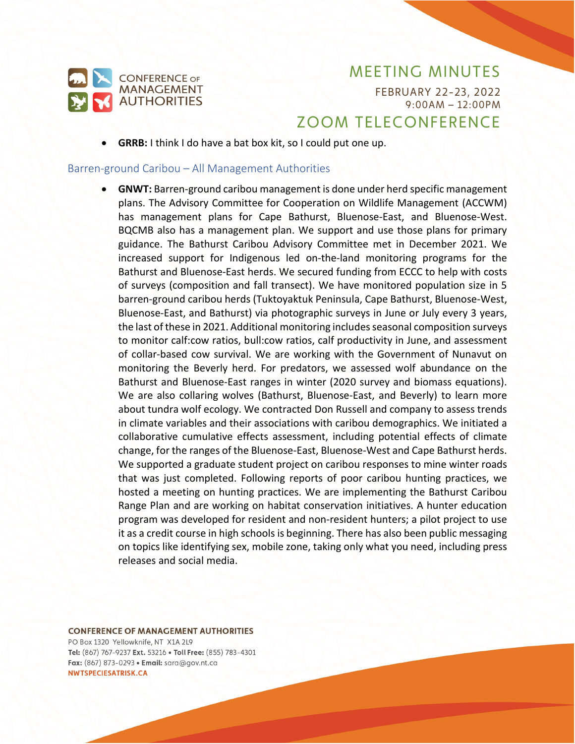- **GRRB:** I think I do have a bat box kit, so I could put one up.

### Barren-ground Caribou – All Management Authorities

- **GNWT:** Barren-ground caribou management is done under herd specific management plans. The Advisory Committee for Cooperation on Wildlife Management (ACCWM) has management plans for Cape Bathurst, Bluenose-East, and Bluenose-West. BQCMB also has a management plan. We support and use those plans for primary guidance. The Bathurst Caribou Advisory Committee met in December 2021. We increased support for Indigenous led on-the-land monitoring programs for the Bathurst and Bluenose-East herds. We secured funding from ECCC to help with costs of surveys (composition and fall transect). We have monitored population size in 5 barren-ground caribou herds (Tuktoyaktuk Peninsula, Cape Bathurst, Bluenose-West, Bluenose-East, and Bathurst) via photographic surveys in June or July every 3 years, the last of these in 2021. Additional monitoring includes seasonal composition surveys to monitor calf:cow ratios, bull:cow ratios, calf productivity in June, and assessment of collar-based cow survival. We are working with the Government of Nunavut on monitoring the Beverly herd. For predators, we assessed wolf abundance on the Bathurst and Bluenose-East ranges in winter (2020 survey and biomass equations). We are also collaring wolves (Bathurst, Bluenose-East, and Beverly) to learn more about tundra wolf ecology. We contracted Don Russell and company to assess trends in climate variables and their associations with caribou demographics. We initiated a collaborative cumulative effects assessment, including potential effects of climate change, for the ranges of the Bluenose-East, Bluenose-West and Cape Bathurst herds. We supported a graduate student project on caribou responses to mine winter roads that was just completed. Following reports of poor caribou hunting practices, we hosted a meeting on hunting practices. We are implementing the Bathurst Caribou Range Plan and are working on habitat conservation initiatives. A hunter education program was developed for resident and non-resident hunters; a pilot project to use it as a credit course in high schools is beginning. There has also been public messaging on topics like identifying sex, mobile zone, taking only what you need, including press releases and social media.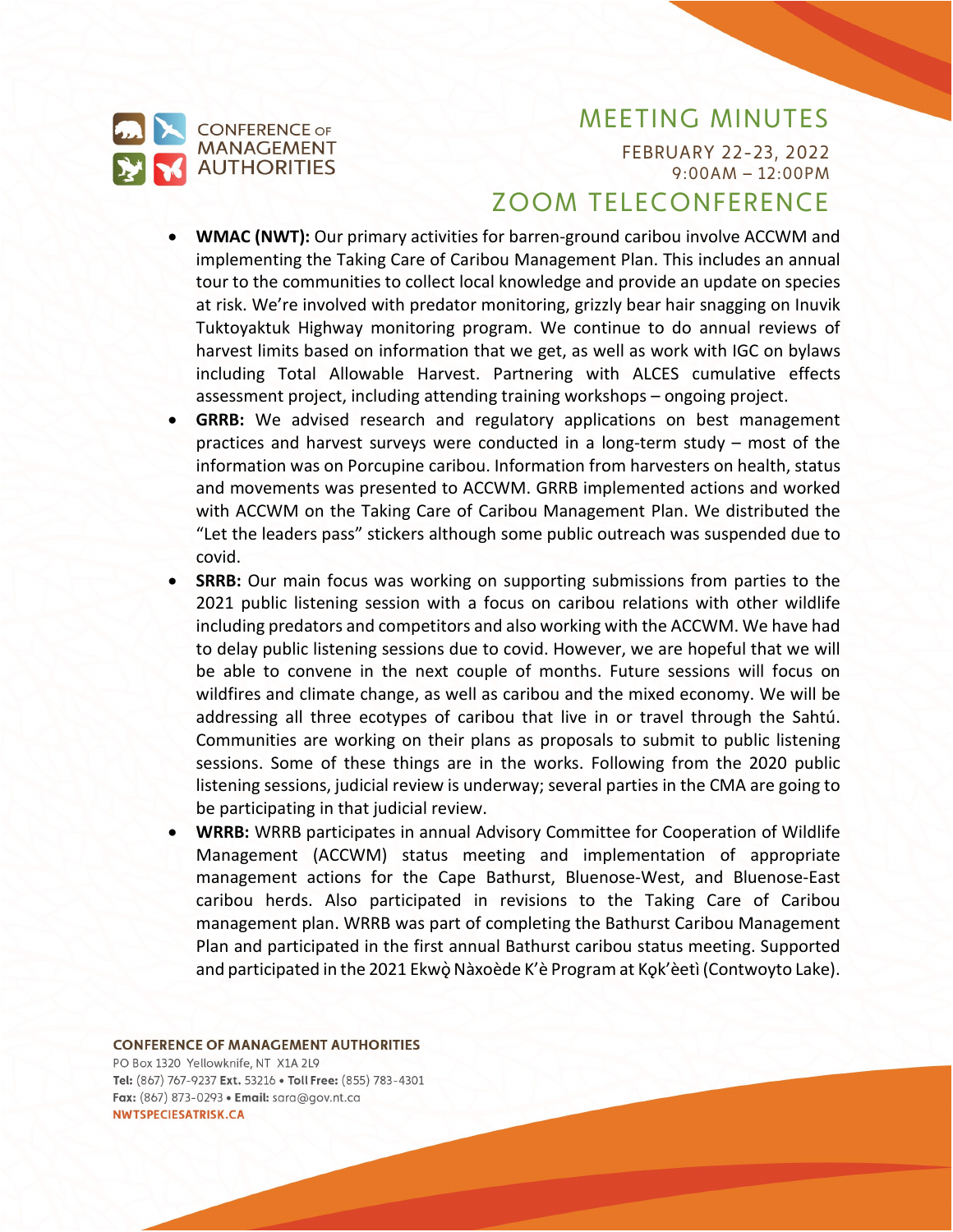- **WMAC (NWT):** Our primary activities for barren-ground caribou involve ACCWM and implementing the Taking Care of Caribou Management Plan. This includes an annual tour to the communities to collect local knowledge and provide an update on species at risk. We're involved with predator monitoring, grizzly bear hair snagging on Inuvik Tuktoyaktuk Highway monitoring program. We continue to do annual reviews of harvest limits based on information that we get, as well as work with IGC on bylaws including Total Allowable Harvest. Partnering with ALCES cumulative effects assessment project, including attending training workshops – ongoing project.
- **GRRB:** We advised research and regulatory applications on best management practices and harvest surveys were conducted in a long-term study – most of the information was on Porcupine caribou. Information from harvesters on health, status and movements was presented to ACCWM. GRRB implemented actions and worked with ACCWM on the Taking Care of Caribou Management Plan. We distributed the "Let the leaders pass" stickers although some public outreach was suspended due to covid.
- **SRRB:** Our main focus was working on supporting submissions from parties to the 2021 public listening session with a focus on caribou relations with other wildlife including predators and competitors and also working with the ACCWM. We have had to delay public listening sessions due to covid. However, we are hopeful that we will be able to convene in the next couple of months. Future sessions will focus on wildfires and climate change, as well as caribou and the mixed economy. We will be addressing all three ecotypes of caribou that live in or travel through the Sahtú. Communities are working on their plans as proposals to submit to public listening sessions. Some of these things are in the works. Following from the 2020 public listening sessions, judicial review is underway; several parties in the CMA are going to be participating in that judicial review.
- **WRRB:** WRRB participates in annual Advisory Committee for Cooperation of Wildlife Management (ACCWM) status meeting and implementation of appropriate management actions for the Cape Bathurst, Bluenose-West, and Bluenose-East caribou herds. Also participated in revisions to the Taking Care of Caribou management plan. WRRB was part of completing the Bathurst Caribou Management Plan and participated in the first annual Bathurst caribou status meeting. Supported and participated in the 2021 Ekwǫ̀ Nàxoède K'è Program at Kǫk'èetì (Contwoyto Lake).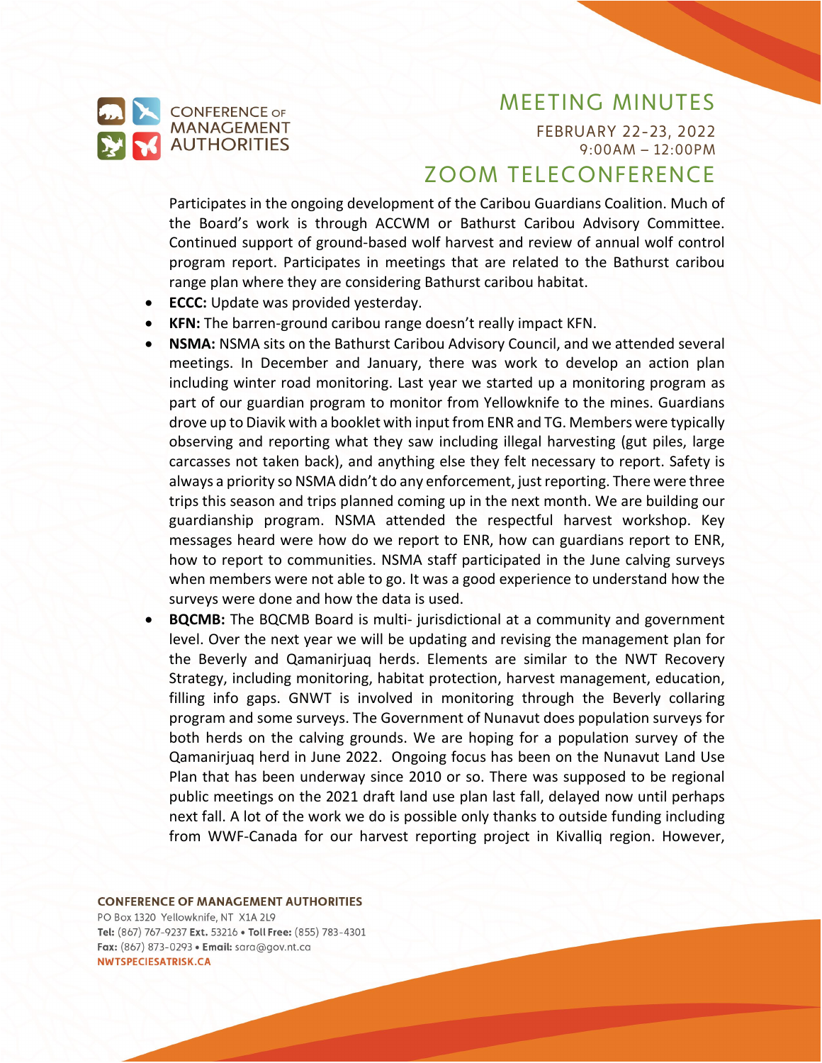Participates in the ongoing development of the Caribou Guardians Coalition. Much of the Board's work is through ACCWM or Bathurst Caribou Advisory Committee. Continued support of ground-based wolf harvest and review of annual wolf control program report. Participates in meetings that are related to the Bathurst caribou range plan where they are considering Bathurst caribou habitat.

- **ECCC:** Update was provided yesterday.
- **KFN:** The barren-ground caribou range doesn't really impact KFN.
- **NSMA:** NSMA sits on the Bathurst Caribou Advisory Council, and we attended several meetings. In December and January, there was work to develop an action plan including winter road monitoring. Last year we started up a monitoring program as part of our guardian program to monitor from Yellowknife to the mines. Guardians drove up to Diavik with a booklet with input from ENR and TG. Members were typically observing and reporting what they saw including illegal harvesting (gut piles, large carcasses not taken back), and anything else they felt necessary to report. Safety is always a priority so NSMA didn't do any enforcement, just reporting. There were three trips this season and trips planned coming up in the next month. We are building our guardianship program. NSMA attended the respectful harvest workshop. Key messages heard were how do we report to ENR, how can guardians report to ENR, how to report to communities. NSMA staff participated in the June calving surveys when members were not able to go. It was a good experience to understand how the surveys were done and how the data is used.
- **BQCMB:** The BQCMB Board is multi- jurisdictional at a community and government level. Over the next year we will be updating and revising the management plan for the Beverly and Qamanirjuaq herds. Elements are similar to the NWT Recovery Strategy, including monitoring, habitat protection, harvest management, education, filling info gaps. GNWT is involved in monitoring through the Beverly collaring program and some surveys. The Government of Nunavut does population surveys for both herds on the calving grounds. We are hoping for a population survey of the Qamanirjuaq herd in June 2022. Ongoing focus has been on the Nunavut Land Use Plan that has been underway since 2010 or so. There was supposed to be regional public meetings on the 2021 draft land use plan last fall, delayed now until perhaps next fall. A lot of the work we do is possible only thanks to outside funding including from WWF-Canada for our harvest reporting project in Kivalliq region. However,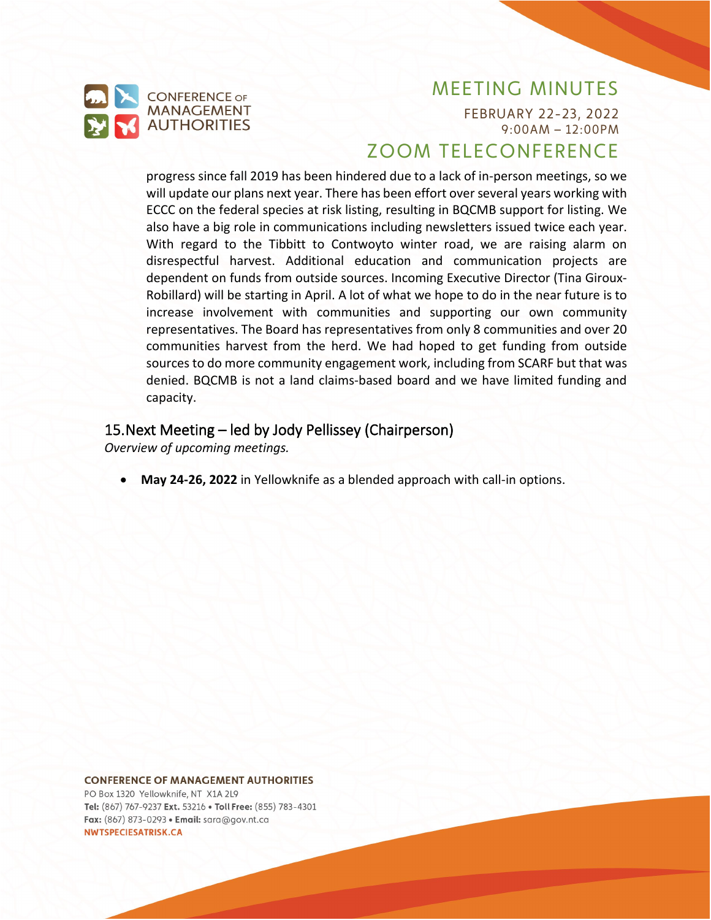progress since fall 2019 has been hindered due to a lack of in-person meetings, so we will update our plans next year. There has been effort over several years working with ECCC on the federal species at risk listing, resulting in BQCMB support for listing. We also have a big role in communications including newsletters issued twice each year. With regard to the Tibbitt to Contwoyto winter road, we are raising alarm on disrespectful harvest. Additional education and communication projects are dependent on funds from outside sources. Incoming Executive Director (Tina Giroux-Robillard) will be starting in April. A lot of what we hope to do in the near future is to increase involvement with communities and supporting our own community representatives. The Board has representatives from only 8 communities and over 20 communities harvest from the herd. We had hoped to get funding from outside sources to do more community engagement work, including from SCARF but that was denied. BQCMB is not a land claims-based board and we have limited funding and capacity.

## 15. Next Meeting – led by Jody Pellissey (Chairperson)

*Overview of upcoming meetings.*

- **May 24-26, 2022** in Yellowknife as a blended approach with call-in options.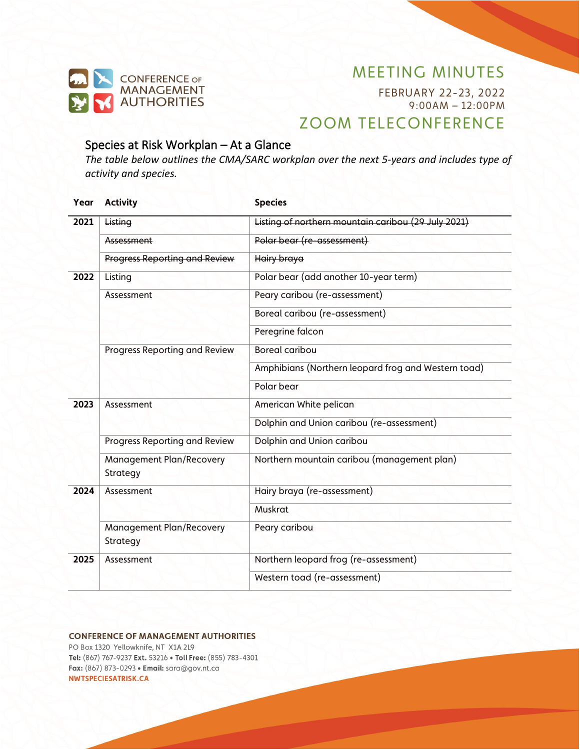# MEETING MINUTES

FEBRUARY 22-23, 2022
9:00AM – 12:00PM

ZOOM TELECONFERENCE

## Species at Risk Workplan – At a Glance

*The table below outlines the CMA/SARC workplan over the next 5-years and includes type of activity and species.*

| Year | Activity | Species |
|---|---|---|
| 2021 | ~~Listing~~ | ~~Listing of northern mountain caribou (29 July 2021)~~ |
| | ~~Assessment~~ | ~~Polar bear (re-assessment)~~ |
| | ~~Progress Reporting and Review~~ | ~~Hairy braya~~ |
| 2022 | Listing | Polar bear (add another 10-year term) |
| | Assessment | Peary caribou (re-assessment) |
| | | Boreal caribou (re-assessment) |
| | | Peregrine falcon |
| | Progress Reporting and Review | Boreal caribou |
| | | Amphibians (Northern leopard frog and Western toad) |
| | | Polar bear |
| 2023 | Assessment | American White pelican |
| | | Dolphin and Union caribou (re-assessment) |
| | Progress Reporting and Review | Dolphin and Union caribou |
| | Management Plan/Recovery Strategy | Northern mountain caribou (management plan) |
| 2024 | Assessment | Hairy braya (re-assessment) |
| | | Muskrat |
| | Management Plan/Recovery Strategy | Peary caribou |
| 2025 | Assessment | Northern leopard frog (re-assessment) |
| | | Western toad (re-assessment) |

**CONFERENCE OF MANAGEMENT AUTHORITIES**
PO Box 1320 Yellowknife, NT X1A 2L9
**Tel:** (867) 767-9237 **Ext.** 53216 • **Toll Free:** (855) 783-4301
**Fax:** (867) 873-0293 • **Email:** sara@gov.nt.ca
NWTSPECIESATRISK.CA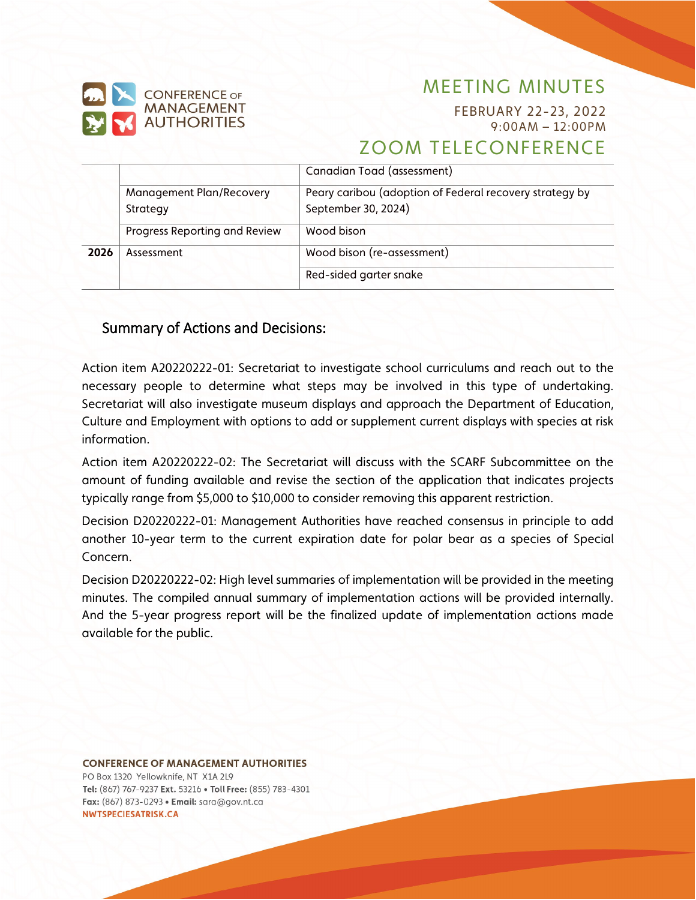| | | |
|---|---|---|
| | | Canadian Toad (assessment) |
| | Management Plan/Recovery Strategy | Peary caribou (adoption of Federal recovery strategy by September 30, 2024) |
| | Progress Reporting and Review | Wood bison |
| **2026** | Assessment | Wood bison (re-assessment) |
| | | Red-sided garter snake |

## Summary of Actions and Decisions:

Action item A20220222-01: Secretariat to investigate school curriculums and reach out to the necessary people to determine what steps may be involved in this type of undertaking. Secretariat will also investigate museum displays and approach the Department of Education, Culture and Employment with options to add or supplement current displays with species at risk information.

Action item A20220222-02: The Secretariat will discuss with the SCARF Subcommittee on the amount of funding available and revise the section of the application that indicates projects typically range from $5,000 to $10,000 to consider removing this apparent restriction.

Decision D20220222-01: Management Authorities have reached consensus in principle to add another 10-year term to the current expiration date for polar bear as a species of Special Concern.

Decision D20220222-02: High level summaries of implementation will be provided in the meeting minutes. The compiled annual summary of implementation actions will be provided internally. And the 5-year progress report will be the finalized update of implementation actions made available for the public.